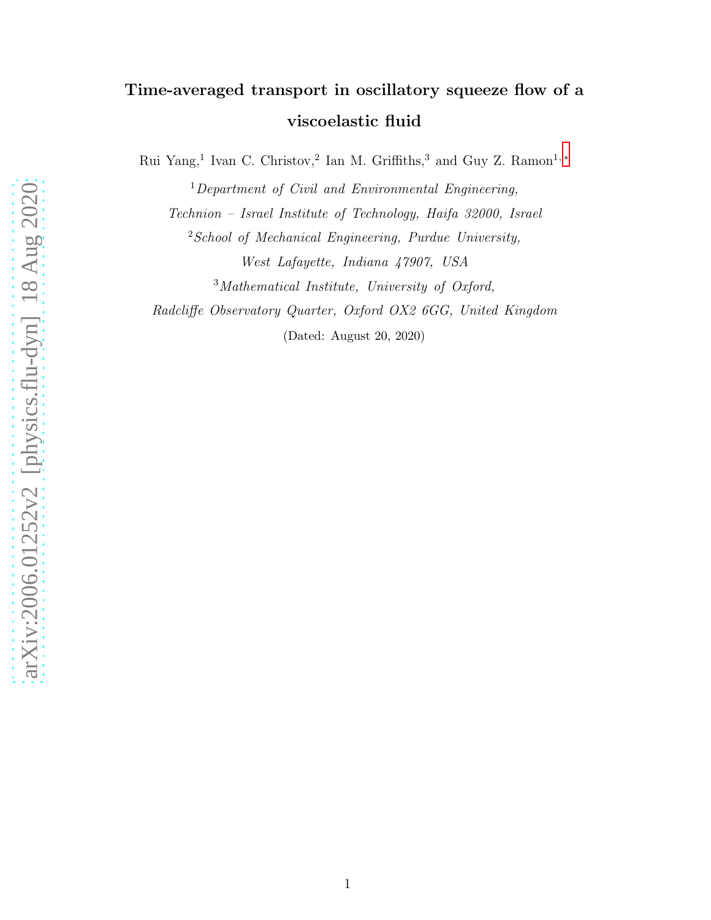# Time-averaged transport in oscillatory squeeze flow of a viscoelastic fluid

Rui Yang,[1] Ivan C. Christov,[2] Ian M. Griffiths,[3] and Guy Z. Ramon[1,*]

[1] *Department of Civil and Environmental Engineering, Technion – Israel Institute of Technology, Haifa 32000, Israel*

[2] *School of Mechanical Engineering, Purdue University, West Lafayette, Indiana 47907, USA*

[3] *Mathematical Institute, University of Oxford, Radcliffe Observatory Quarter, Oxford OX2 6GG, United Kingdom*

(Dated: August 20, 2020)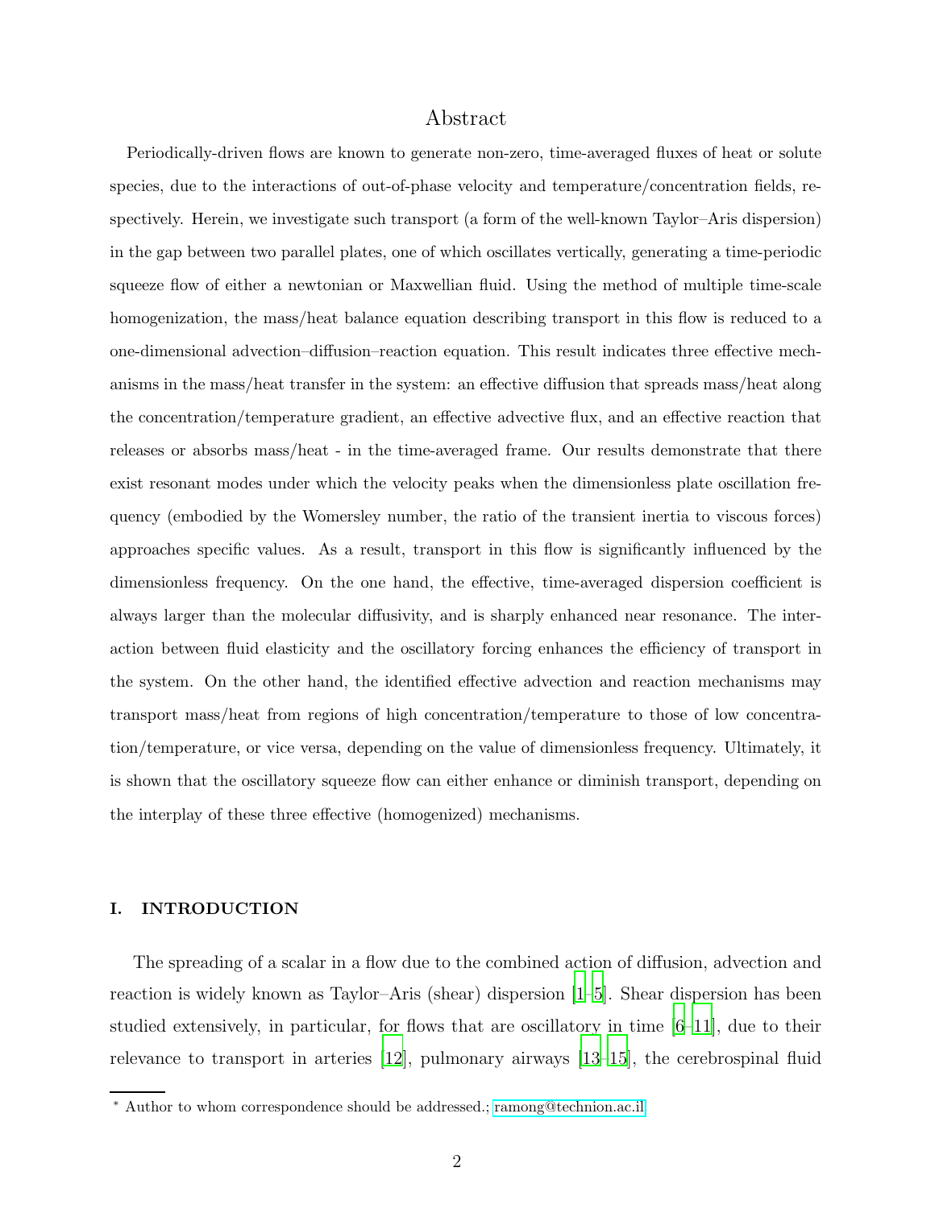## Abstract

Periodically-driven flows are known to generate non-zero, time-averaged fluxes of heat or solute species, due to the interactions of out-of-phase velocity and temperature/concentration fields, respectively. Herein, we investigate such transport (a form of the well-known Taylor–Aris dispersion) in the gap between two parallel plates, one of which oscillates vertically, generating a time-periodic squeeze flow of either a newtonian or Maxwellian fluid. Using the method of multiple time-scale homogenization, the mass/heat balance equation describing transport in this flow is reduced to a one-dimensional advection–diffusion–reaction equation. This result indicates three effective mechanisms in the mass/heat transfer in the system: an effective diffusion that spreads mass/heat along the concentration/temperature gradient, an effective advective flux, and an effective reaction that releases or absorbs mass/heat - in the time-averaged frame. Our results demonstrate that there exist resonant modes under which the velocity peaks when the dimensionless plate oscillation frequency (embodied by the Womersley number, the ratio of the transient inertia to viscous forces) approaches specific values. As a result, transport in this flow is significantly influenced by the dimensionless frequency. On the one hand, the effective, time-averaged dispersion coefficient is always larger than the molecular diffusivity, and is sharply enhanced near resonance. The interaction between fluid elasticity and the oscillatory forcing enhances the efficiency of transport in the system. On the other hand, the identified effective advection and reaction mechanisms may transport mass/heat from regions of high concentration/temperature to those of low concentration/temperature, or vice versa, depending on the value of dimensionless frequency. Ultimately, it is shown that the oscillatory squeeze flow can either enhance or diminish transport, depending on the interplay of these three effective (homogenized) mechanisms.

## I. INTRODUCTION

The spreading of a scalar in a flow due to the combined action of diffusion, advection and reaction is widely known as Taylor–Aris (shear) dispersion [1–5]. Shear dispersion has been studied extensively, in particular, for flows that are oscillatory in time [6–11], due to their relevance to transport in arteries [12], pulmonary airways [13–15], the cerebrospinal fluid

* Author to whom correspondence should be addressed.; ramong@technion.ac.il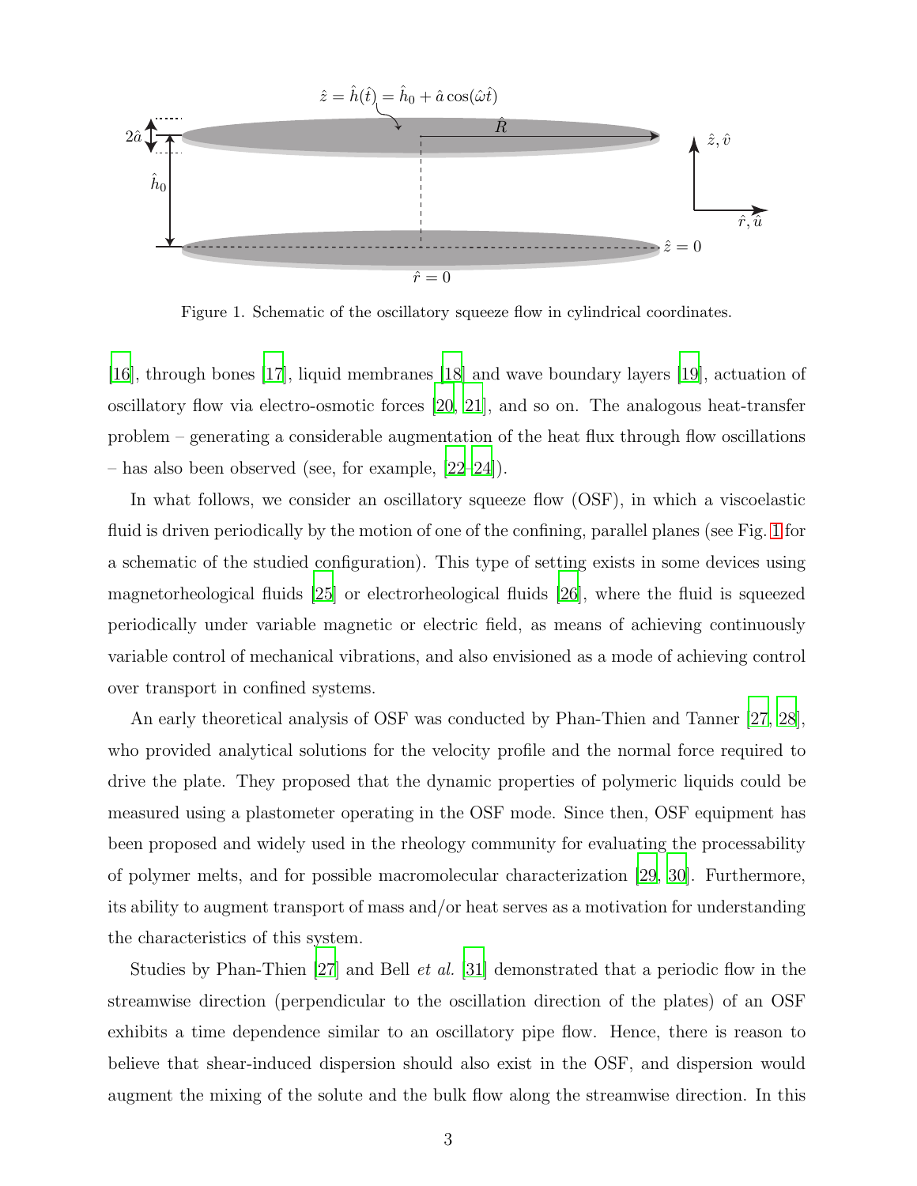Figure 1. Schematic of the oscillatory squeeze flow in cylindrical coordinates.

[16], through bones [17], liquid membranes [18] and wave boundary layers [19], actuation of oscillatory flow via electro-osmotic forces [20, 21], and so on. The analogous heat-transfer problem – generating a considerable augmentation of the heat flux through flow oscillations – has also been observed (see, for example, [22–24]).

In what follows, we consider an oscillatory squeeze flow (OSF), in which a viscoelastic fluid is driven periodically by the motion of one of the confining, parallel planes (see Fig. 1 for a schematic of the studied configuration). This type of setting exists in some devices using magnetorheological fluids [25] or electrorheological fluids [26], where the fluid is squeezed periodically under variable magnetic or electric field, as means of achieving continuously variable control of mechanical vibrations, and also envisioned as a mode of achieving control over transport in confined systems.

An early theoretical analysis of OSF was conducted by Phan-Thien and Tanner [27, 28], who provided analytical solutions for the velocity profile and the normal force required to drive the plate. They proposed that the dynamic properties of polymeric liquids could be measured using a plastometer operating in the OSF mode. Since then, OSF equipment has been proposed and widely used in the rheology community for evaluating the processability of polymer melts, and for possible macromolecular characterization [29, 30]. Furthermore, its ability to augment transport of mass and/or heat serves as a motivation for understanding the characteristics of this system.

Studies by Phan-Thien [27] and Bell *et al.* [31] demonstrated that a periodic flow in the streamwise direction (perpendicular to the oscillation direction of the plates) of an OSF exhibits a time dependence similar to an oscillatory pipe flow. Hence, there is reason to believe that shear-induced dispersion should also exist in the OSF, and dispersion would augment the mixing of the solute and the bulk flow along the streamwise direction. In this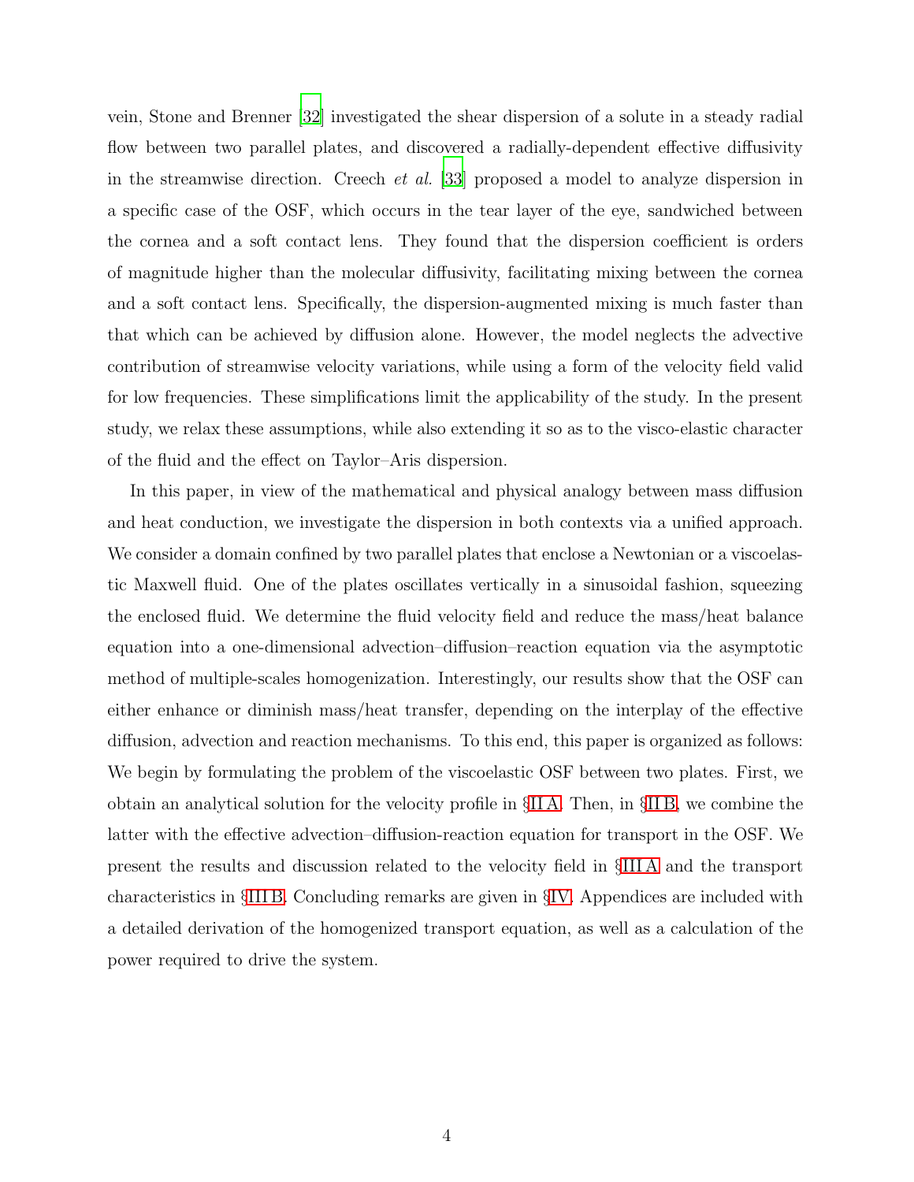vein, Stone and Brenner [32] investigated the shear dispersion of a solute in a steady radial flow between two parallel plates, and discovered a radially-dependent effective diffusivity in the streamwise direction. Creech *et al.* [33] proposed a model to analyze dispersion in a specific case of the OSF, which occurs in the tear layer of the eye, sandwiched between the cornea and a soft contact lens. They found that the dispersion coefficient is orders of magnitude higher than the molecular diffusivity, facilitating mixing between the cornea and a soft contact lens. Specifically, the dispersion-augmented mixing is much faster than that which can be achieved by diffusion alone. However, the model neglects the advective contribution of streamwise velocity variations, while using a form of the velocity field valid for low frequencies. These simplifications limit the applicability of the study. In the present study, we relax these assumptions, while also extending it so as to the visco-elastic character of the fluid and the effect on Taylor–Aris dispersion.

In this paper, in view of the mathematical and physical analogy between mass diffusion and heat conduction, we investigate the dispersion in both contexts via a unified approach. We consider a domain confined by two parallel plates that enclose a Newtonian or a viscoelastic Maxwell fluid. One of the plates oscillates vertically in a sinusoidal fashion, squeezing the enclosed fluid. We determine the fluid velocity field and reduce the mass/heat balance equation into a one-dimensional advection–diffusion–reaction equation via the asymptotic method of multiple-scales homogenization. Interestingly, our results show that the OSF can either enhance or diminish mass/heat transfer, depending on the interplay of the effective diffusion, advection and reaction mechanisms. To this end, this paper is organized as follows: We begin by formulating the problem of the viscoelastic OSF between two plates. First, we obtain an analytical solution for the velocity profile in §II A. Then, in §II B, we combine the latter with the effective advection–diffusion-reaction equation for transport in the OSF. We present the results and discussion related to the velocity field in §III A and the transport characteristics in §III B. Concluding remarks are given in §IV. Appendices are included with a detailed derivation of the homogenized transport equation, as well as a calculation of the power required to drive the system.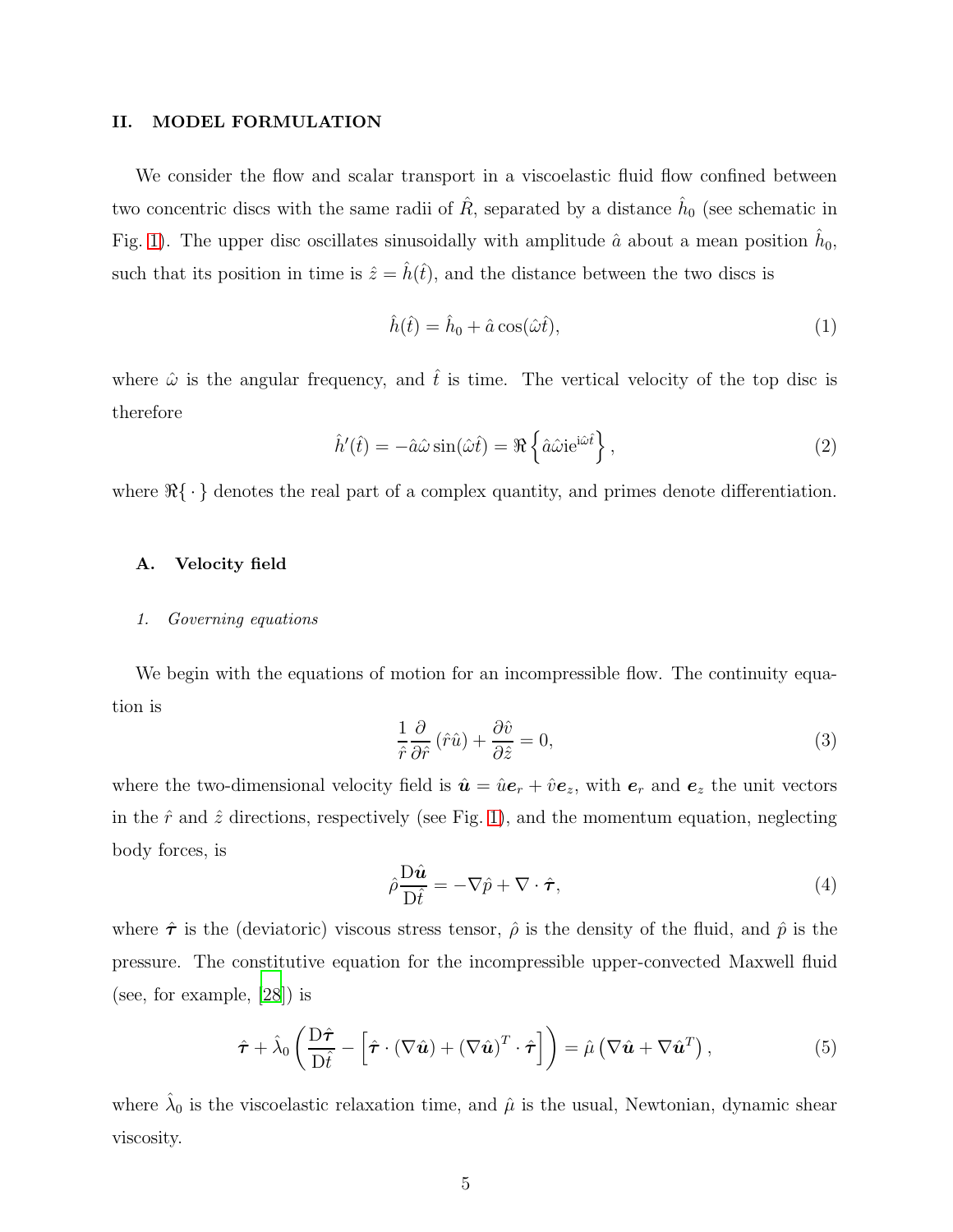## II. MODEL FORMULATION

We consider the flow and scalar transport in a viscoelastic fluid flow confined between two concentric discs with the same radii of $\hat{R}$, separated by a distance $\hat{h}_0$ (see schematic in Fig. 1). The upper disc oscillates sinusoidally with amplitude $\hat{a}$ about a mean position $\hat{h}_0$, such that its position in time is $\hat{z} = \hat{h}(\hat{t})$, and the distance between the two discs is

$$\hat{h}(\hat{t}) = \hat{h}_0 + \hat{a}\cos(\hat{\omega}\hat{t}), \tag{1}$$

where $\hat{\omega}$ is the angular frequency, and $\hat{t}$ is time. The vertical velocity of the top disc is therefore

$$\hat{h}'(\hat{t}) = -\hat{a}\hat{\omega}\sin(\hat{\omega}\hat{t}) = \Re\left\{\hat{a}\hat{\omega}\mathrm{i}e^{\mathrm{i}\hat{\omega}\hat{t}}\right\}, \tag{2}$$

where $\Re\{\,\cdot\,\}$ denotes the real part of a complex quantity, and primes denote differentiation.

### A. Velocity field

#### 1. Governing equations

We begin with the equations of motion for an incompressible flow. The continuity equation is

$$\frac{1}{\hat{r}}\frac{\partial}{\partial \hat{r}}\left(\hat{r}\hat{u}\right) + \frac{\partial \hat{v}}{\partial \hat{z}} = 0, \tag{3}$$

where the two-dimensional velocity field is $\hat{\boldsymbol{u}} = \hat{u}\boldsymbol{e}_r + \hat{v}\boldsymbol{e}_z$, with $\boldsymbol{e}_r$ and $\boldsymbol{e}_z$ the unit vectors in the $\hat{r}$ and $\hat{z}$ directions, respectively (see Fig. 1), and the momentum equation, neglecting body forces, is

$$\hat{\rho}\frac{\mathrm{D}\hat{\boldsymbol{u}}}{\mathrm{D}\hat{t}} = -\nabla\hat{p} + \nabla\cdot\hat{\boldsymbol{\tau}}, \tag{4}$$

where $\hat{\boldsymbol{\tau}}$ is the (deviatoric) viscous stress tensor, $\hat{\rho}$ is the density of the fluid, and $\hat{p}$ is the pressure. The constitutive equation for the incompressible upper-convected Maxwell fluid (see, for example, [28]) is

$$\hat{\boldsymbol{\tau}} + \hat{\lambda}_0\left(\frac{\mathrm{D}\hat{\boldsymbol{\tau}}}{\mathrm{D}\hat{t}} - \left[\hat{\boldsymbol{\tau}}\cdot(\nabla\hat{\boldsymbol{u}}) + (\nabla\hat{\boldsymbol{u}})^T\cdot\hat{\boldsymbol{\tau}}\right]\right) = \hat{\mu}\left(\nabla\hat{\boldsymbol{u}} + \nabla\hat{\boldsymbol{u}}^T\right), \tag{5}$$

where $\hat{\lambda}_0$ is the viscoelastic relaxation time, and $\hat{\mu}$ is the usual, Newtonian, dynamic shear viscosity.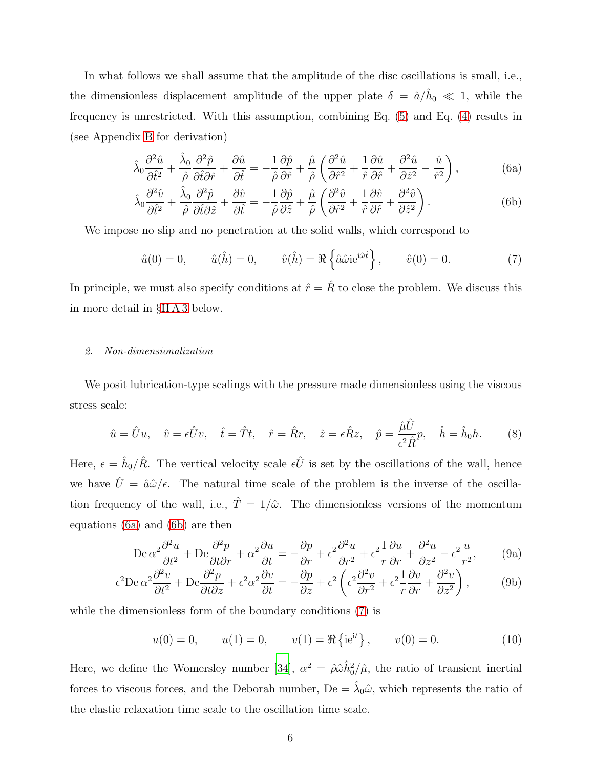In what follows we shall assume that the amplitude of the disc oscillations is small, i.e., the dimensionless displacement amplitude of the upper plate $\delta = \hat{a}/\hat{h}_0 \ll 1$, while the frequency is unrestricted. With this assumption, combining Eq. (5) and Eq. (4) results in (see Appendix B for derivation)

$$\hat{\lambda}_0 \frac{\partial^2 \hat{u}}{\partial \hat{t}^2} + \frac{\hat{\lambda}_0}{\hat{\rho}} \frac{\partial^2 \hat{p}}{\partial \hat{t} \partial \hat{r}} + \frac{\partial \hat{u}}{\partial \hat{t}} = -\frac{1}{\hat{\rho}} \frac{\partial \hat{p}}{\partial \hat{r}} + \frac{\hat{\mu}}{\hat{\rho}} \left( \frac{\partial^2 \hat{u}}{\partial \hat{r}^2} + \frac{1}{\hat{r}} \frac{\partial \hat{u}}{\partial \hat{r}} + \frac{\partial^2 \hat{u}}{\partial \hat{z}^2} - \frac{\hat{u}}{\hat{r}^2} \right), \tag{6a}$$

$$\hat{\lambda}_0 \frac{\partial^2 \hat{v}}{\partial \hat{t}^2} + \frac{\hat{\lambda}_0}{\hat{\rho}} \frac{\partial^2 \hat{p}}{\partial \hat{t} \partial \hat{z}} + \frac{\partial \hat{v}}{\partial \hat{t}} = -\frac{1}{\hat{\rho}} \frac{\partial \hat{p}}{\partial \hat{z}} + \frac{\hat{\mu}}{\hat{\rho}} \left( \frac{\partial^2 \hat{v}}{\partial \hat{r}^2} + \frac{1}{\hat{r}} \frac{\partial \hat{v}}{\partial \hat{r}} + \frac{\partial^2 \hat{v}}{\partial \hat{z}^2} \right). \tag{6b}$$

We impose no slip and no penetration at the solid walls, which correspond to

$$\hat{u}(0) = 0, \qquad \hat{u}(\hat{h}) = 0, \qquad \hat{v}(\hat{h}) = \Re\left\{ \hat{a}\hat{\omega} \mathrm{i} e^{\mathrm{i}\hat{\omega}\hat{t}} \right\}, \qquad \hat{v}(0) = 0. \tag{7}$$

In principle, we must also specify conditions at $\hat{r} = \hat{R}$ to close the problem. We discuss this in more detail in §II A 3 below.

### 2. Non-dimensionalization

We posit lubrication-type scalings with the pressure made dimensionless using the viscous stress scale:

$$\hat{u} = \hat{U}u, \quad \hat{v} = \epsilon\hat{U}v, \quad \hat{t} = \hat{T}t, \quad \hat{r} = \hat{R}r, \quad \hat{z} = \epsilon\hat{R}z, \quad \hat{p} = \frac{\hat{\mu}\hat{U}}{\epsilon^2\hat{R}}p, \quad \hat{h} = \hat{h}_0 h. \tag{8}$$

Here, $\epsilon = \hat{h}_0/\hat{R}$. The vertical velocity scale $\epsilon\hat{U}$ is set by the oscillations of the wall, hence we have $\hat{U} = \hat{a}\hat{\omega}/\epsilon$. The natural time scale of the problem is the inverse of the oscillation frequency of the wall, i.e., $\hat{T} = 1/\hat{\omega}$. The dimensionless versions of the momentum equations (6a) and (6b) are then

$$\mathrm{De}\,\alpha^2 \frac{\partial^2 u}{\partial t^2} + \mathrm{De}\frac{\partial^2 p}{\partial t \partial r} + \alpha^2 \frac{\partial u}{\partial t} = -\frac{\partial p}{\partial r} + \epsilon^2 \frac{\partial^2 u}{\partial r^2} + \epsilon^2 \frac{1}{r}\frac{\partial u}{\partial r} + \frac{\partial^2 u}{\partial z^2} - \epsilon^2 \frac{u}{r^2}, \tag{9a}$$

$$\epsilon^2 \mathrm{De}\,\alpha^2 \frac{\partial^2 v}{\partial t^2} + \mathrm{De}\frac{\partial^2 p}{\partial t \partial z} + \epsilon^2 \alpha^2 \frac{\partial v}{\partial t} = -\frac{\partial p}{\partial z} + \epsilon^2 \left( \epsilon^2 \frac{\partial^2 v}{\partial r^2} + \epsilon^2 \frac{1}{r}\frac{\partial v}{\partial r} + \frac{\partial^2 v}{\partial z^2} \right), \tag{9b}$$

while the dimensionless form of the boundary conditions (7) is

$$u(0) = 0, \qquad u(1) = 0, \qquad v(1) = \Re\left\{ \mathrm{i} e^{\mathrm{i}t} \right\}, \qquad v(0) = 0. \tag{10}$$

Here, we define the Womersley number [34], $\alpha^2 = \hat{\rho}\hat{\omega}\hat{h}_0^2/\hat{\mu}$, the ratio of transient inertial forces to viscous forces, and the Deborah number, $\mathrm{De} = \hat{\lambda}_0\hat{\omega}$, which represents the ratio of the elastic relaxation time scale to the oscillation time scale.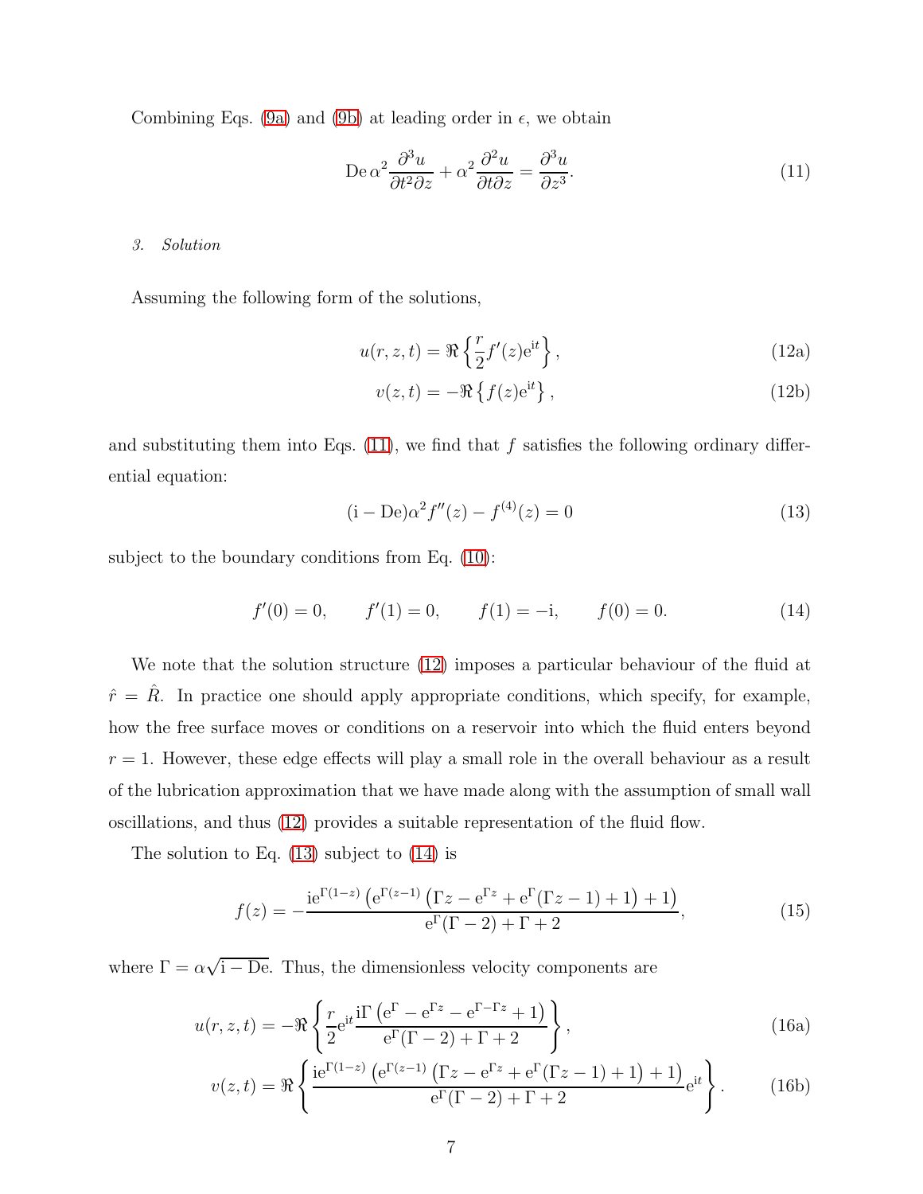Combining Eqs. (9a) and (9b) at leading order in $\epsilon$, we obtain

$$\mathrm{De}\,\alpha^2 \frac{\partial^3 u}{\partial t^2 \partial z} + \alpha^2 \frac{\partial^2 u}{\partial t \partial z} = \frac{\partial^3 u}{\partial z^3}. \tag{11}$$

### *3. Solution*

Assuming the following form of the solutions,

$$u(r, z, t) = \Re\left\{\frac{r}{2} f'(z) \mathrm{e}^{\mathrm{i}t}\right\}, \tag{12a}$$

$$v(z, t) = -\Re\left\{f(z) \mathrm{e}^{\mathrm{i}t}\right\}, \tag{12b}$$

and substituting them into Eqs. (11), we find that $f$ satisfies the following ordinary differential equation:

$$(\mathrm{i} - \mathrm{De})\alpha^2 f''(z) - f^{(4)}(z) = 0 \tag{13}$$

subject to the boundary conditions from Eq. (10):

$$f'(0) = 0, \qquad f'(1) = 0, \qquad f(1) = -\mathrm{i}, \qquad f(0) = 0. \tag{14}$$

We note that the solution structure (12) imposes a particular behaviour of the fluid at $\hat{r} = \hat{R}$. In practice one should apply appropriate conditions, which specify, for example, how the free surface moves or conditions on a reservoir into which the fluid enters beyond $r = 1$. However, these edge effects will play a small role in the overall behaviour as a result of the lubrication approximation that we have made along with the assumption of small wall oscillations, and thus (12) provides a suitable representation of the fluid flow.

The solution to Eq. (13) subject to (14) is

$$f(z) = -\frac{\mathrm{i}\mathrm{e}^{\Gamma(1-z)}\left(\mathrm{e}^{\Gamma(z-1)}\left(\Gamma z - \mathrm{e}^{\Gamma z} + \mathrm{e}^{\Gamma}(\Gamma z - 1) + 1\right) + 1\right)}{\mathrm{e}^{\Gamma}(\Gamma - 2) + \Gamma + 2}, \tag{15}$$

where $\Gamma = \alpha\sqrt{\mathrm{i} - \mathrm{De}}$. Thus, the dimensionless velocity components are

$$u(r, z, t) = -\Re\left\{\frac{r}{2}\mathrm{e}^{\mathrm{i}t}\frac{\mathrm{i}\Gamma\left(\mathrm{e}^{\Gamma} - \mathrm{e}^{\Gamma z} - \mathrm{e}^{\Gamma - \Gamma z} + 1\right)}{\mathrm{e}^{\Gamma}(\Gamma - 2) + \Gamma + 2}\right\}, \tag{16a}$$

$$v(z, t) = \Re\left\{\frac{\mathrm{i}\mathrm{e}^{\Gamma(1-z)}\left(\mathrm{e}^{\Gamma(z-1)}\left(\Gamma z - \mathrm{e}^{\Gamma z} + \mathrm{e}^{\Gamma}(\Gamma z - 1) + 1\right) + 1\right)}{\mathrm{e}^{\Gamma}(\Gamma - 2) + \Gamma + 2}\mathrm{e}^{\mathrm{i}t}\right\}. \tag{16b}$$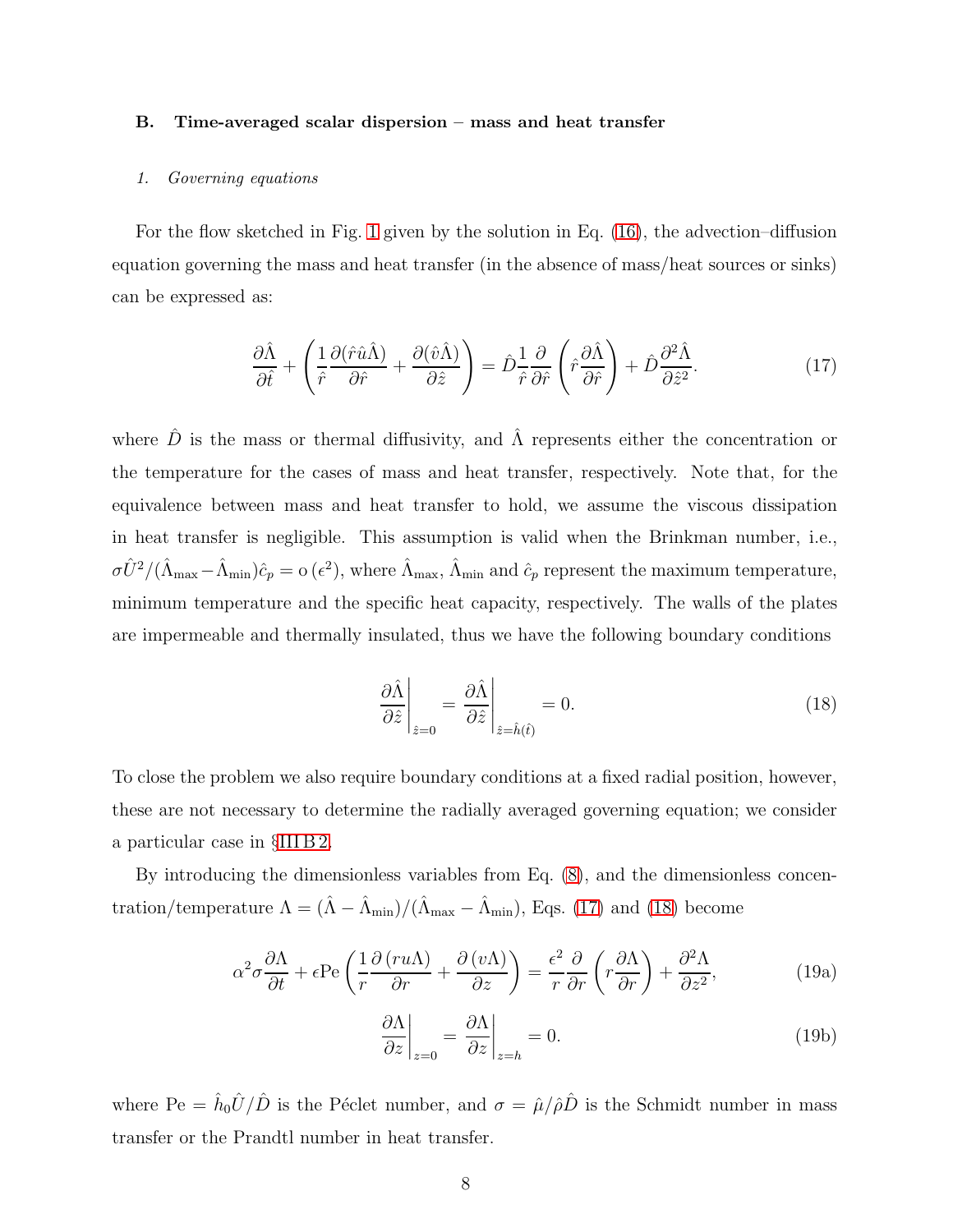### B. Time-averaged scalar dispersion – mass and heat transfer

#### 1. Governing equations

For the flow sketched in Fig. 1 given by the solution in Eq. (16), the advection–diffusion equation governing the mass and heat transfer (in the absence of mass/heat sources or sinks) can be expressed as:

$$\frac{\partial \hat{\Lambda}}{\partial \hat{t}} + \left( \frac{1}{\hat{r}} \frac{\partial (\hat{r}\hat{u}\hat{\Lambda})}{\partial \hat{r}} + \frac{\partial (\hat{v}\hat{\Lambda})}{\partial \hat{z}} \right) = \hat{D} \frac{1}{\hat{r}} \frac{\partial}{\partial \hat{r}} \left( \hat{r} \frac{\partial \hat{\Lambda}}{\partial \hat{r}} \right) + \hat{D} \frac{\partial^2 \hat{\Lambda}}{\partial \hat{z}^2}. \tag{17}$$

where $\hat{D}$ is the mass or thermal diffusivity, and $\hat{\Lambda}$ represents either the concentration or the temperature for the cases of mass and heat transfer, respectively. Note that, for the equivalence between mass and heat transfer to hold, we assume the viscous dissipation in heat transfer is negligible. This assumption is valid when the Brinkman number, i.e., $\sigma \hat{U}^2/(\hat{\Lambda}_{\max} - \hat{\Lambda}_{\min})\hat{c}_p = \mathrm{o}\,(\epsilon^2)$, where $\hat{\Lambda}_{\max}$, $\hat{\Lambda}_{\min}$ and $\hat{c}_p$ represent the maximum temperature, minimum temperature and the specific heat capacity, respectively. The walls of the plates are impermeable and thermally insulated, thus we have the following boundary conditions

$$\left. \frac{\partial \hat{\Lambda}}{\partial \hat{z}} \right|_{\hat{z}=0} = \left. \frac{\partial \hat{\Lambda}}{\partial \hat{z}} \right|_{\hat{z}=\hat{h}(\hat{t})} = 0. \tag{18}$$

To close the problem we also require boundary conditions at a fixed radial position, however, these are not necessary to determine the radially averaged governing equation; we consider a particular case in §III B 2.

By introducing the dimensionless variables from Eq. (8), and the dimensionless concentration/temperature $\Lambda = (\hat{\Lambda} - \hat{\Lambda}_{\min})/(\hat{\Lambda}_{\max} - \hat{\Lambda}_{\min})$, Eqs. (17) and (18) become

$$\alpha^2 \sigma \frac{\partial \Lambda}{\partial t} + \epsilon \mathrm{Pe} \left( \frac{1}{r} \frac{\partial (r u \Lambda)}{\partial r} + \frac{\partial (v \Lambda)}{\partial z} \right) = \frac{\epsilon^2}{r} \frac{\partial}{\partial r} \left( r \frac{\partial \Lambda}{\partial r} \right) + \frac{\partial^2 \Lambda}{\partial z^2}, \tag{19a}$$

$$\left. \frac{\partial \Lambda}{\partial z} \right|_{z=0} = \left. \frac{\partial \Lambda}{\partial z} \right|_{z=h} = 0. \tag{19b}$$

where $\mathrm{Pe} = \hat{h}_0 \hat{U}/\hat{D}$ is the Péclet number, and $\sigma = \hat{\mu}/\hat{\rho}\hat{D}$ is the Schmidt number in mass transfer or the Prandtl number in heat transfer.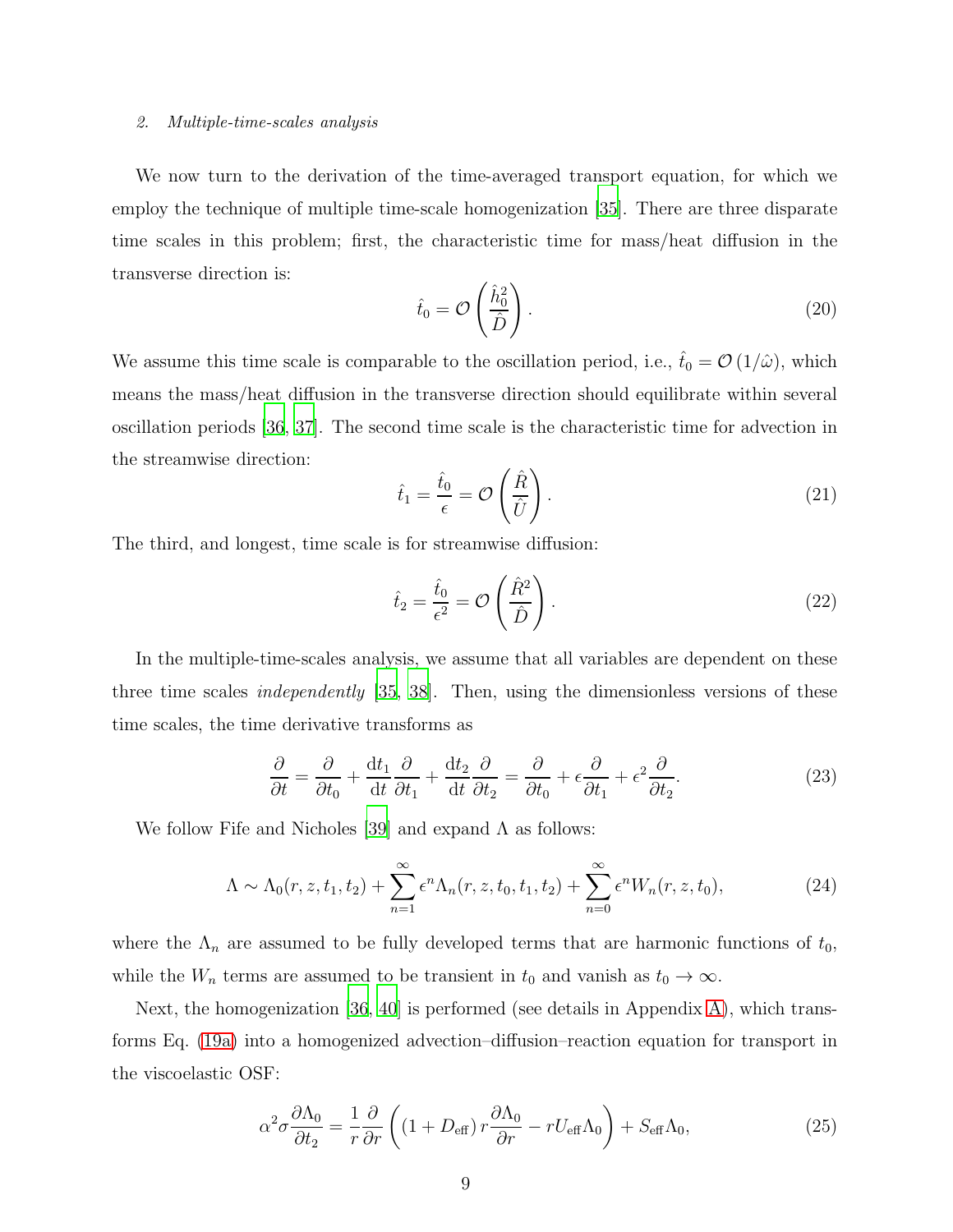### 2. Multiple-time-scales analysis

We now turn to the derivation of the time-averaged transport equation, for which we employ the technique of multiple time-scale homogenization [35]. There are three disparate time scales in this problem; first, the characteristic time for mass/heat diffusion in the transverse direction is:

$$\hat{t}_0 = \mathcal{O}\left(\frac{\hat{h}_0^2}{\hat{D}}\right). \tag{20}$$

We assume this time scale is comparable to the oscillation period, i.e., $\hat{t}_0 = \mathcal{O}\left(1/\hat{\omega}\right)$, which means the mass/heat diffusion in the transverse direction should equilibrate within several oscillation periods [36, 37]. The second time scale is the characteristic time for advection in the streamwise direction:

$$\hat{t}_1 = \frac{\hat{t}_0}{\epsilon} = \mathcal{O}\left(\frac{\hat{R}}{\hat{U}}\right). \tag{21}$$

The third, and longest, time scale is for streamwise diffusion:

$$\hat{t}_2 = \frac{\hat{t}_0}{\epsilon^2} = \mathcal{O}\left(\frac{\hat{R}^2}{\hat{D}}\right). \tag{22}$$

In the multiple-time-scales analysis, we assume that all variables are dependent on these three time scales *independently* [35, 38]. Then, using the dimensionless versions of these time scales, the time derivative transforms as

$$\frac{\partial}{\partial t} = \frac{\partial}{\partial t_0} + \frac{\mathrm{d}t_1}{\mathrm{d}t}\frac{\partial}{\partial t_1} + \frac{\mathrm{d}t_2}{\mathrm{d}t}\frac{\partial}{\partial t_2} = \frac{\partial}{\partial t_0} + \epsilon\frac{\partial}{\partial t_1} + \epsilon^2\frac{\partial}{\partial t_2}. \tag{23}$$

We follow Fife and Nicholes [39] and expand $\Lambda$ as follows:

$$\Lambda \sim \Lambda_0(r,z,t_1,t_2) + \sum_{n=1}^{\infty}\epsilon^n\Lambda_n(r,z,t_0,t_1,t_2) + \sum_{n=0}^{\infty}\epsilon^n W_n(r,z,t_0), \tag{24}$$

where the $\Lambda_n$ are assumed to be fully developed terms that are harmonic functions of $t_0$, while the $W_n$ terms are assumed to be transient in $t_0$ and vanish as $t_0 \to \infty$.

Next, the homogenization [36, 40] is performed (see details in Appendix A), which transforms Eq. (19a) into a homogenized advection–diffusion–reaction equation for transport in the viscoelastic OSF:

$$\alpha^2\sigma\frac{\partial\Lambda_0}{\partial t_2} = \frac{1}{r}\frac{\partial}{\partial r}\left(\left(1+D_{\mathrm{eff}}\right)r\frac{\partial\Lambda_0}{\partial r} - rU_{\mathrm{eff}}\Lambda_0\right) + S_{\mathrm{eff}}\Lambda_0, \tag{25}$$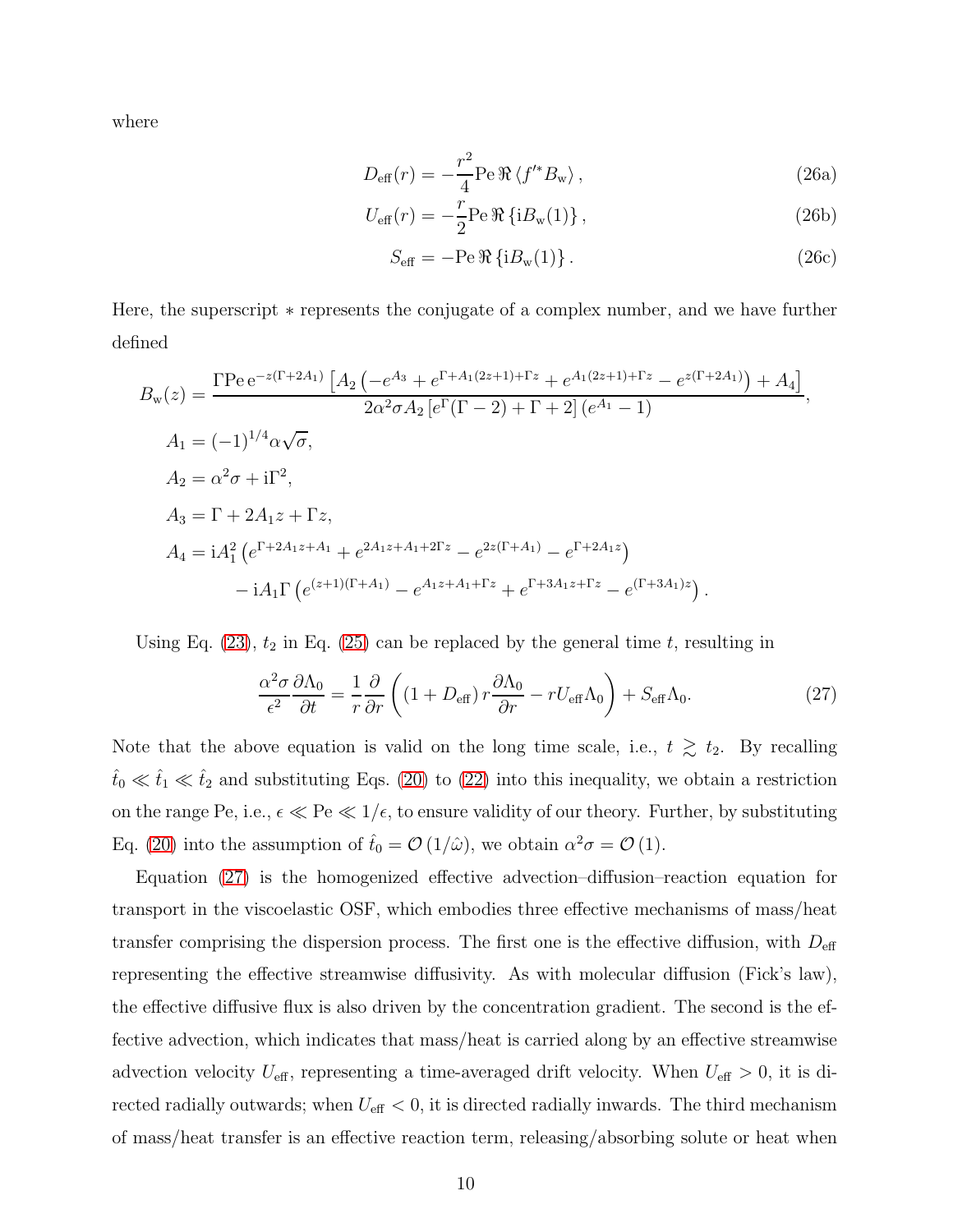where

$$D_{\mathrm{eff}}(r) = -\frac{r^2}{4}\mathrm{Pe}\,\Re\left\langle f'^{*} B_{\mathrm{w}}\right\rangle, \tag{26a}$$

$$U_{\mathrm{eff}}(r) = -\frac{r}{2}\mathrm{Pe}\,\Re\left\{\mathrm{i}B_{\mathrm{w}}(1)\right\}, \tag{26b}$$

$$S_{\mathrm{eff}} = -\mathrm{Pe}\,\Re\left\{\mathrm{i}B_{\mathrm{w}}(1)\right\}. \tag{26c}$$

Here, the superscript $*$ represents the conjugate of a complex number, and we have further defined

$$B_{\mathrm{w}}(z) = \frac{\Gamma \mathrm{Pe}\, \mathrm{e}^{-z(\Gamma+2A_1)}\left[A_2\left(-e^{A_3} + e^{\Gamma+A_1(2z+1)+\Gamma z} + e^{A_1(2z+1)+\Gamma z} - e^{z(\Gamma+2A_1)}\right) + A_4\right]}{2\alpha^2\sigma A_2\left[e^{\Gamma}(\Gamma-2)+\Gamma+2\right]\left(e^{A_1}-1\right)},$$

$$A_1 = (-1)^{1/4}\alpha\sqrt{\sigma},$$

$$A_2 = \alpha^2\sigma + \mathrm{i}\Gamma^2,$$

$$A_3 = \Gamma + 2A_1 z + \Gamma z,$$

$$A_4 = \mathrm{i}A_1^2\left(e^{\Gamma+2A_1 z+A_1} + e^{2A_1 z+A_1+2\Gamma z} - e^{2z(\Gamma+A_1)} - e^{\Gamma+2A_1 z}\right) - \mathrm{i}A_1\Gamma\left(e^{(z+1)(\Gamma+A_1)} - e^{A_1 z+A_1+\Gamma z} + e^{\Gamma+3A_1 z+\Gamma z} - e^{(\Gamma+3A_1)z}\right).$$

Using Eq. (23), $t_2$ in Eq. (25) can be replaced by the general time $t$, resulting in

$$\frac{\alpha^2\sigma}{\epsilon^2}\frac{\partial \Lambda_0}{\partial t} = \frac{1}{r}\frac{\partial}{\partial r}\left(\left(1+D_{\mathrm{eff}}\right) r\frac{\partial \Lambda_0}{\partial r} - rU_{\mathrm{eff}}\Lambda_0\right) + S_{\mathrm{eff}}\Lambda_0. \tag{27}$$

Note that the above equation is valid on the long time scale, i.e., $t \gtrsim t_2$. By recalling $\hat{t}_0 \ll \hat{t}_1 \ll \hat{t}_2$ and substituting Eqs. (20) to (22) into this inequality, we obtain a restriction on the range Pe, i.e., $\epsilon \ll \mathrm{Pe} \ll 1/\epsilon$, to ensure validity of our theory. Further, by substituting Eq. (20) into the assumption of $\hat{t}_0 = \mathcal{O}(1/\hat{\omega})$, we obtain $\alpha^2\sigma = \mathcal{O}(1)$.

Equation (27) is the homogenized effective advection–diffusion–reaction equation for transport in the viscoelastic OSF, which embodies three effective mechanisms of mass/heat transfer comprising the dispersion process. The first one is the effective diffusion, with $D_{\mathrm{eff}}$ representing the effective streamwise diffusivity. As with molecular diffusion (Fick's law), the effective diffusive flux is also driven by the concentration gradient. The second is the effective advection, which indicates that mass/heat is carried along by an effective streamwise advection velocity $U_{\mathrm{eff}}$, representing a time-averaged drift velocity. When $U_{\mathrm{eff}} > 0$, it is directed radially outwards; when $U_{\mathrm{eff}} < 0$, it is directed radially inwards. The third mechanism of mass/heat transfer is an effective reaction term, releasing/absorbing solute or heat when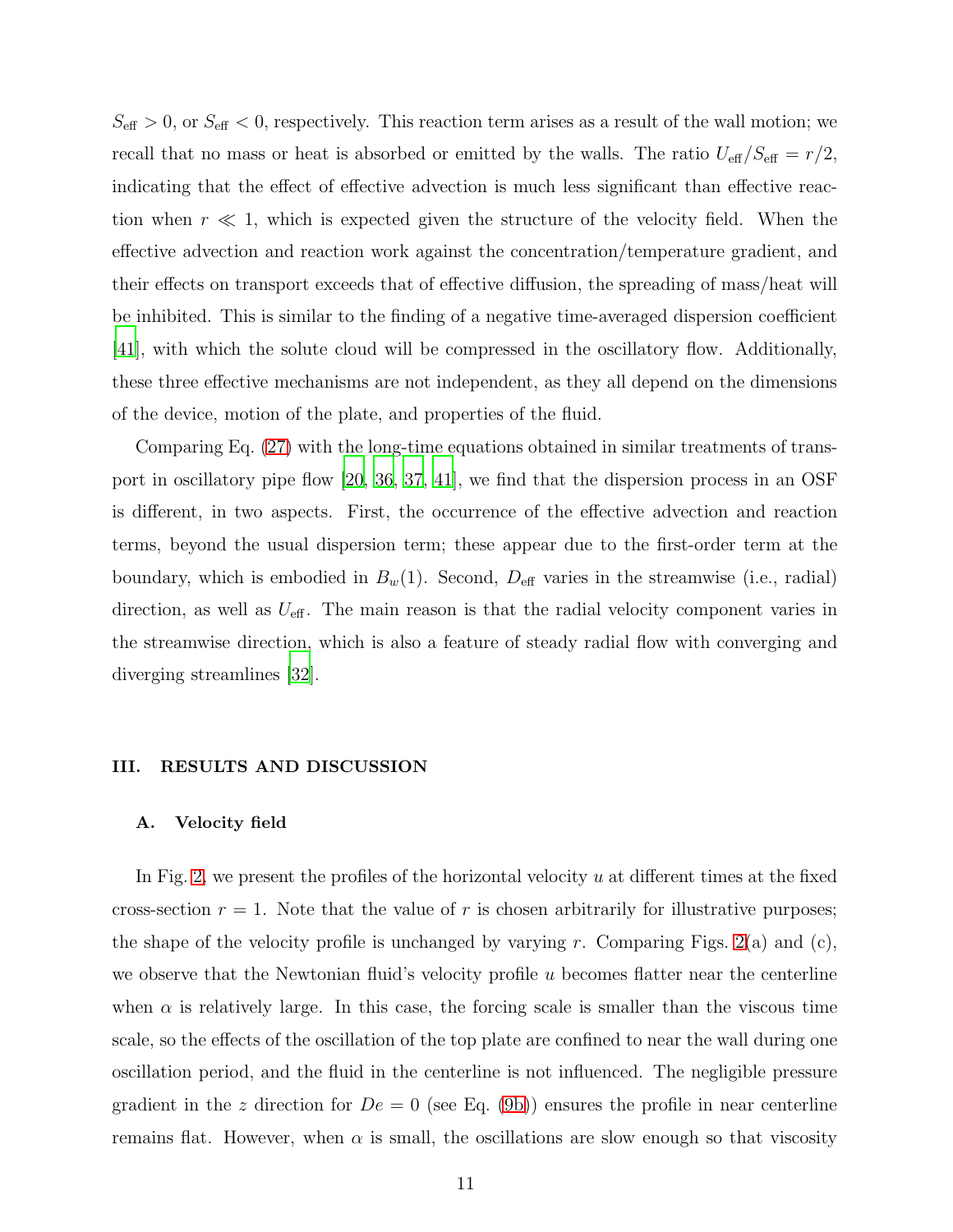$S_{\text{eff}} > 0$, or $S_{\text{eff}} < 0$, respectively. This reaction term arises as a result of the wall motion; we recall that no mass or heat is absorbed or emitted by the walls. The ratio $U_{\text{eff}}/S_{\text{eff}} = r/2$, indicating that the effect of effective advection is much less significant than effective reaction when $r \ll 1$, which is expected given the structure of the velocity field. When the effective advection and reaction work against the concentration/temperature gradient, and their effects on transport exceeds that of effective diffusion, the spreading of mass/heat will be inhibited. This is similar to the finding of a negative time-averaged dispersion coefficient [41], with which the solute cloud will be compressed in the oscillatory flow. Additionally, these three effective mechanisms are not independent, as they all depend on the dimensions of the device, motion of the plate, and properties of the fluid.

Comparing Eq. (27) with the long-time equations obtained in similar treatments of transport in oscillatory pipe flow [20, 36, 37, 41], we find that the dispersion process in an OSF is different, in two aspects. First, the occurrence of the effective advection and reaction terms, beyond the usual dispersion term; these appear due to the first-order term at the boundary, which is embodied in $B_w(1)$. Second, $D_{\text{eff}}$ varies in the streamwise (i.e., radial) direction, as well as $U_{\text{eff}}$. The main reason is that the radial velocity component varies in the streamwise direction, which is also a feature of steady radial flow with converging and diverging streamlines [32].

## III. RESULTS AND DISCUSSION

### A. Velocity field

In Fig. 2, we present the profiles of the horizontal velocity $u$ at different times at the fixed cross-section $r = 1$. Note that the value of $r$ is chosen arbitrarily for illustrative purposes; the shape of the velocity profile is unchanged by varying $r$. Comparing Figs. 2(a) and (c), we observe that the Newtonian fluid's velocity profile $u$ becomes flatter near the centerline when $\alpha$ is relatively large. In this case, the forcing scale is smaller than the viscous time scale, so the effects of the oscillation of the top plate are confined to near the wall during one oscillation period, and the fluid in the centerline is not influenced. The negligible pressure gradient in the $z$ direction for $De = 0$ (see Eq. (9b)) ensures the profile in near centerline remains flat. However, when $\alpha$ is small, the oscillations are slow enough so that viscosity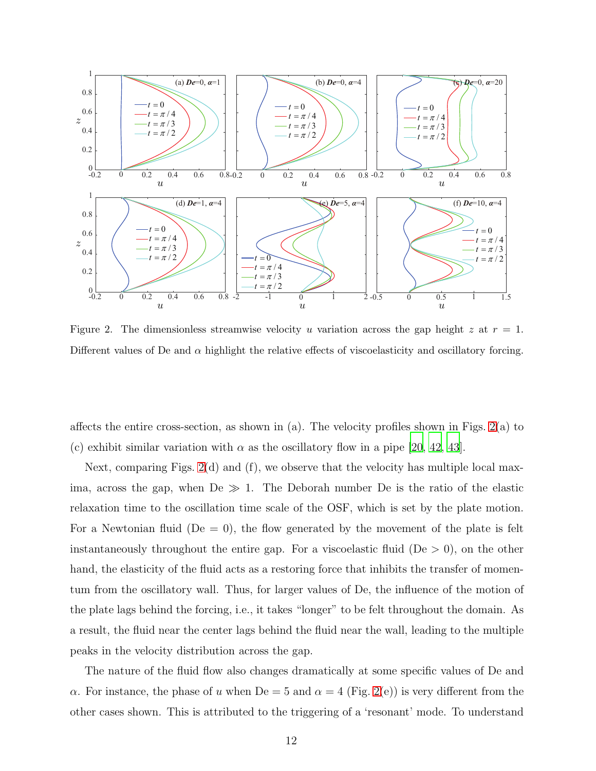Figure 2. The dimensionless streamwise velocity $u$ variation across the gap height $z$ at $r = 1$. Different values of De and $\alpha$ highlight the relative effects of viscoelasticity and oscillatory forcing.

affects the entire cross-section, as shown in (a). The velocity profiles shown in Figs. 2(a) to (c) exhibit similar variation with $\alpha$ as the oscillatory flow in a pipe [20, 42, 43].

Next, comparing Figs. 2(d) and (f), we observe that the velocity has multiple local maxima, across the gap, when $\mathrm{De} \gg 1$. The Deborah number De is the ratio of the elastic relaxation time to the oscillation time scale of the OSF, which is set by the plate motion. For a Newtonian fluid ($\mathrm{De} = 0$), the flow generated by the movement of the plate is felt instantaneously throughout the entire gap. For a viscoelastic fluid ($\mathrm{De} > 0$), on the other hand, the elasticity of the fluid acts as a restoring force that inhibits the transfer of momentum from the oscillatory wall. Thus, for larger values of De, the influence of the motion of the plate lags behind the forcing, i.e., it takes "longer" to be felt throughout the domain. As a result, the fluid near the center lags behind the fluid near the wall, leading to the multiple peaks in the velocity distribution across the gap.

The nature of the fluid flow also changes dramatically at some specific values of De and $\alpha$. For instance, the phase of $u$ when $\mathrm{De} = 5$ and $\alpha = 4$ (Fig. 2(e)) is very different from the other cases shown. This is attributed to the triggering of a 'resonant' mode. To understand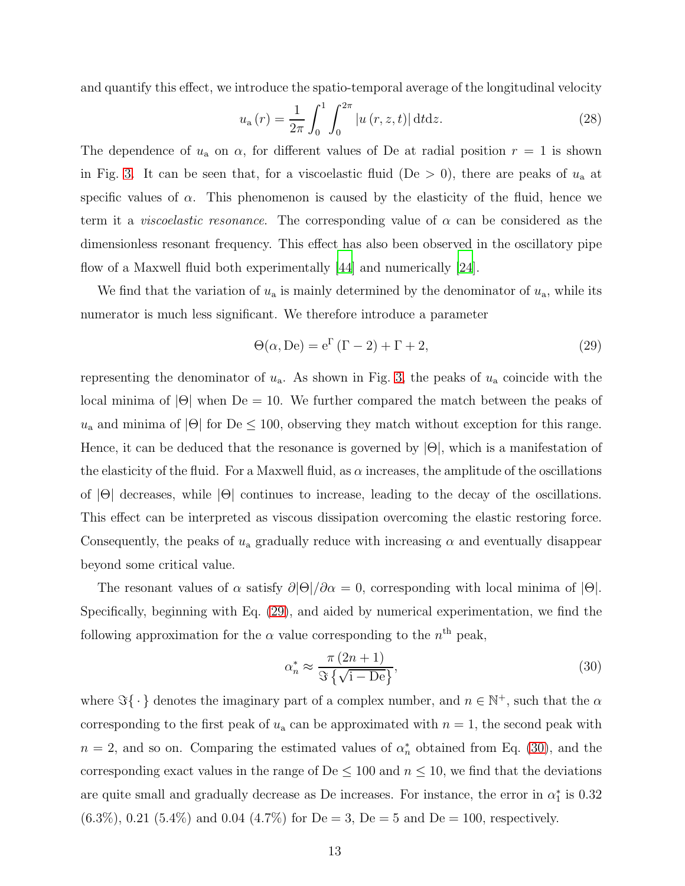and quantify this effect, we introduce the spatio-temporal average of the longitudinal velocity

$$u_{\mathrm{a}}(r) = \frac{1}{2\pi} \int_0^1 \int_0^{2\pi} |u(r, z, t)| \, \mathrm{d}t \mathrm{d}z. \tag{28}$$

The dependence of $u_{\mathrm{a}}$ on $\alpha$, for different values of De at radial position $r = 1$ is shown in Fig. 3. It can be seen that, for a viscoelastic fluid (De $> 0$), there are peaks of $u_{\mathrm{a}}$ at specific values of $\alpha$. This phenomenon is caused by the elasticity of the fluid, hence we term it a *viscoelastic resonance*. The corresponding value of $\alpha$ can be considered as the dimensionless resonant frequency. This effect has also been observed in the oscillatory pipe flow of a Maxwell fluid both experimentally [44] and numerically [24].

We find that the variation of $u_{\mathrm{a}}$ is mainly determined by the denominator of $u_{\mathrm{a}}$, while its numerator is much less significant. We therefore introduce a parameter

$$\Theta(\alpha, \mathrm{De}) = \mathrm{e}^{\Gamma} (\Gamma - 2) + \Gamma + 2, \tag{29}$$

representing the denominator of $u_{\mathrm{a}}$. As shown in Fig. 3, the peaks of $u_{\mathrm{a}}$ coincide with the local minima of $|\Theta|$ when De $= 10$. We further compared the match between the peaks of $u_{\mathrm{a}}$ and minima of $|\Theta|$ for De $\leq 100$, observing they match without exception for this range. Hence, it can be deduced that the resonance is governed by $|\Theta|$, which is a manifestation of the elasticity of the fluid. For a Maxwell fluid, as $\alpha$ increases, the amplitude of the oscillations of $|\Theta|$ decreases, while $|\Theta|$ continues to increase, leading to the decay of the oscillations. This effect can be interpreted as viscous dissipation overcoming the elastic restoring force. Consequently, the peaks of $u_{\mathrm{a}}$ gradually reduce with increasing $\alpha$ and eventually disappear beyond some critical value.

The resonant values of $\alpha$ satisfy $\partial|\Theta|/\partial\alpha = 0$, corresponding with local minima of $|\Theta|$. Specifically, beginning with Eq. (29), and aided by numerical experimentation, we find the following approximation for the $\alpha$ value corresponding to the $n^{\text{th}}$ peak,

$$\alpha_n^* \approx \frac{\pi (2n + 1)}{\Im\left\{\sqrt{\mathrm{i} - \mathrm{De}}\right\}}, \tag{30}$$

where $\Im\{\cdot\}$ denotes the imaginary part of a complex number, and $n \in \mathbb{N}^+$, such that the $\alpha$ corresponding to the first peak of $u_{\mathrm{a}}$ can be approximated with $n = 1$, the second peak with $n = 2$, and so on. Comparing the estimated values of $\alpha_n^*$ obtained from Eq. (30), and the corresponding exact values in the range of De $\leq 100$ and $n \leq 10$, we find that the deviations are quite small and gradually decrease as De increases. For instance, the error in $\alpha_1^*$ is 0.32 (6.3%), 0.21 (5.4%) and 0.04 (4.7%) for De $= 3$, De $= 5$ and De $= 100$, respectively.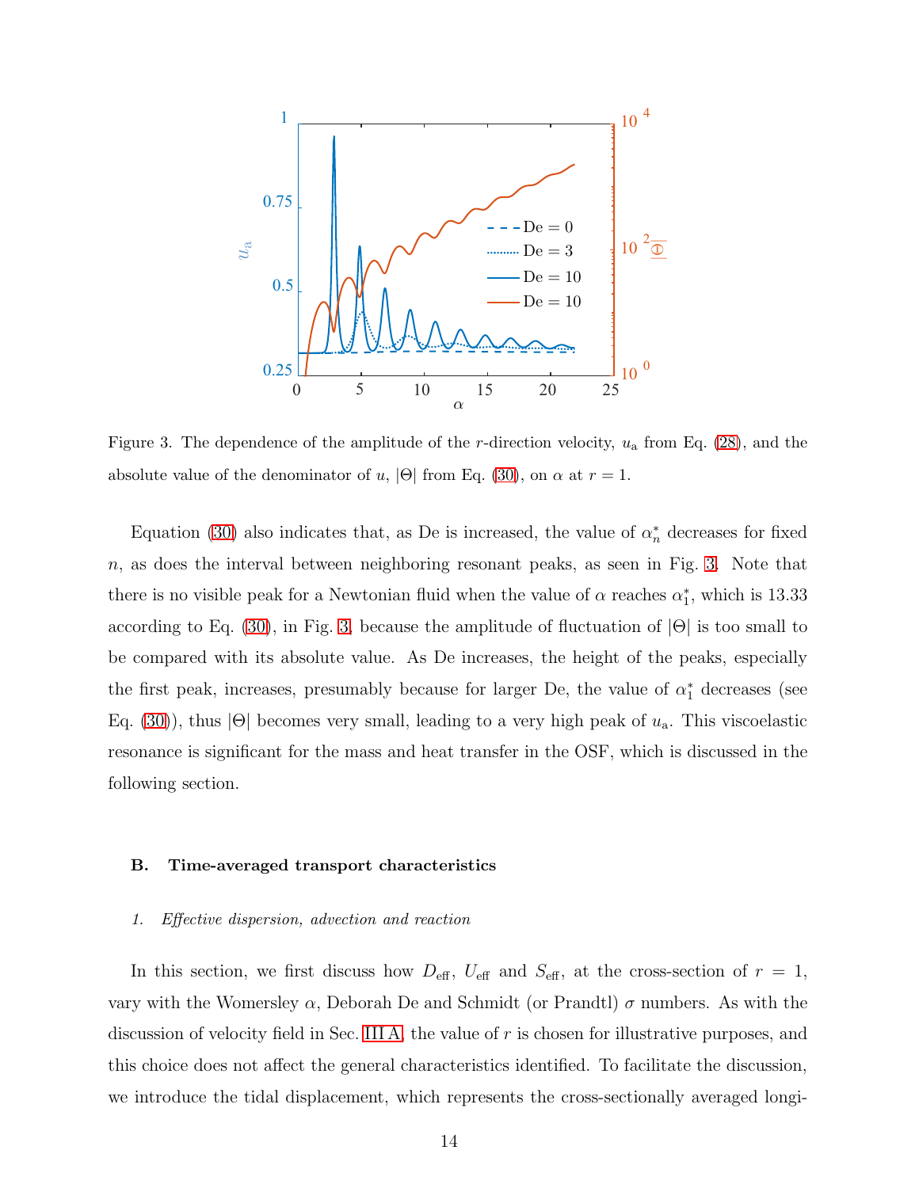Figure 3. The dependence of the amplitude of the $r$-direction velocity, $u_\mathrm{a}$ from Eq. (28), and the absolute value of the denominator of $u$, $|\Theta|$ from Eq. (30), on $\alpha$ at $r = 1$.

Equation (30) also indicates that, as De is increased, the value of $\alpha_n^*$ decreases for fixed $n$, as does the interval between neighboring resonant peaks, as seen in Fig. 3. Note that there is no visible peak for a Newtonian fluid when the value of $\alpha$ reaches $\alpha_1^*$, which is 13.33 according to Eq. (30), in Fig. 3, because the amplitude of fluctuation of $|\Theta|$ is too small to be compared with its absolute value. As De increases, the height of the peaks, especially the first peak, increases, presumably because for larger De, the value of $\alpha_1^*$ decreases (see Eq. (30)), thus $|\Theta|$ becomes very small, leading to a very high peak of $u_\mathrm{a}$. This viscoelastic resonance is significant for the mass and heat transfer in the OSF, which is discussed in the following section.

### B. Time-averaged transport characteristics

#### 1. *Effective dispersion, advection and reaction*

In this section, we first discuss how $D_\mathrm{eff}$, $U_\mathrm{eff}$ and $S_\mathrm{eff}$, at the cross-section of $r = 1$, vary with the Womersley $\alpha$, Deborah De and Schmidt (or Prandtl) $\sigma$ numbers. As with the discussion of velocity field in Sec. III A, the value of $r$ is chosen for illustrative purposes, and this choice does not affect the general characteristics identified. To facilitate the discussion, we introduce the tidal displacement, which represents the cross-sectionally averaged longi-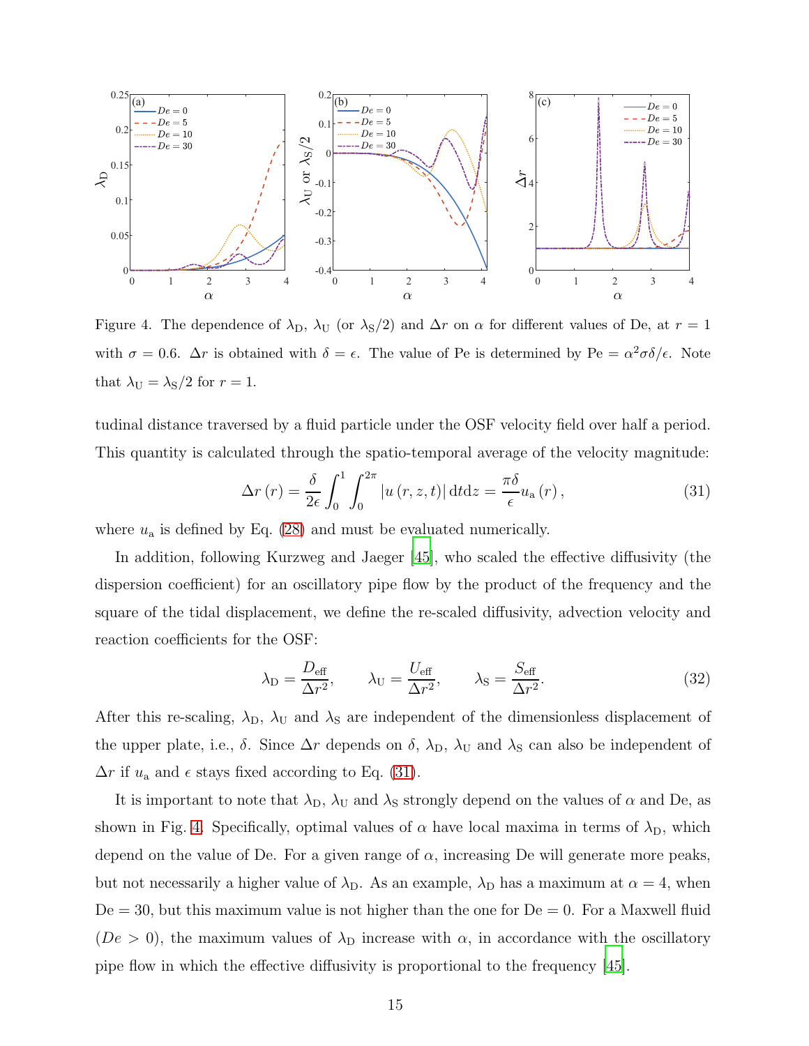Figure 4. The dependence of $\lambda_{\rm D}$, $\lambda_{\rm U}$ (or $\lambda_{\rm S}/2$) and $\Delta r$ on $\alpha$ for different values of De, at $r = 1$ with $\sigma = 0.6$. $\Delta r$ is obtained with $\delta = \epsilon$. The value of Pe is determined by $\text{Pe} = \alpha^2\sigma\delta/\epsilon$. Note that $\lambda_{\rm U} = \lambda_{\rm S}/2$ for $r = 1$.

tudinal distance traversed by a fluid particle under the OSF velocity field over half a period. This quantity is calculated through the spatio-temporal average of the velocity magnitude:

$$\Delta r\left(r\right) = \frac{\delta}{2\epsilon}\int_0^1\int_0^{2\pi}\left|u\left(r,z,t\right)\right|\mathrm{d}t\mathrm{d}z = \frac{\pi\delta}{\epsilon}u_{\rm a}\left(r\right), \tag{31}$$

where $u_{\rm a}$ is defined by Eq. (28) and must be evaluated numerically.

In addition, following Kurzweg and Jaeger [45], who scaled the effective diffusivity (the dispersion coefficient) for an oscillatory pipe flow by the product of the frequency and the square of the tidal displacement, we define the re-scaled diffusivity, advection velocity and reaction coefficients for the OSF:

$$\lambda_{\rm D} = \frac{D_{\rm eff}}{\Delta r^2}, \qquad \lambda_{\rm U} = \frac{U_{\rm eff}}{\Delta r^2}, \qquad \lambda_{\rm S} = \frac{S_{\rm eff}}{\Delta r^2}. \tag{32}$$

After this re-scaling, $\lambda_{\rm D}$, $\lambda_{\rm U}$ and $\lambda_{\rm S}$ are independent of the dimensionless displacement of the upper plate, i.e., $\delta$. Since $\Delta r$ depends on $\delta$, $\lambda_{\rm D}$, $\lambda_{\rm U}$ and $\lambda_{\rm S}$ can also be independent of $\Delta r$ if $u_{\rm a}$ and $\epsilon$ stays fixed according to Eq. (31).

It is important to note that $\lambda_{\rm D}$, $\lambda_{\rm U}$ and $\lambda_{\rm S}$ strongly depend on the values of $\alpha$ and De, as shown in Fig. 4. Specifically, optimal values of $\alpha$ have local maxima in terms of $\lambda_{\rm D}$, which depend on the value of De. For a given range of $\alpha$, increasing De will generate more peaks, but not necessarily a higher value of $\lambda_{\rm D}$. As an example, $\lambda_{\rm D}$ has a maximum at $\alpha = 4$, when $\text{De} = 30$, but this maximum value is not higher than the one for $\text{De} = 0$. For a Maxwell fluid ($De > 0$), the maximum values of $\lambda_{\rm D}$ increase with $\alpha$, in accordance with the oscillatory pipe flow in which the effective diffusivity is proportional to the frequency [45].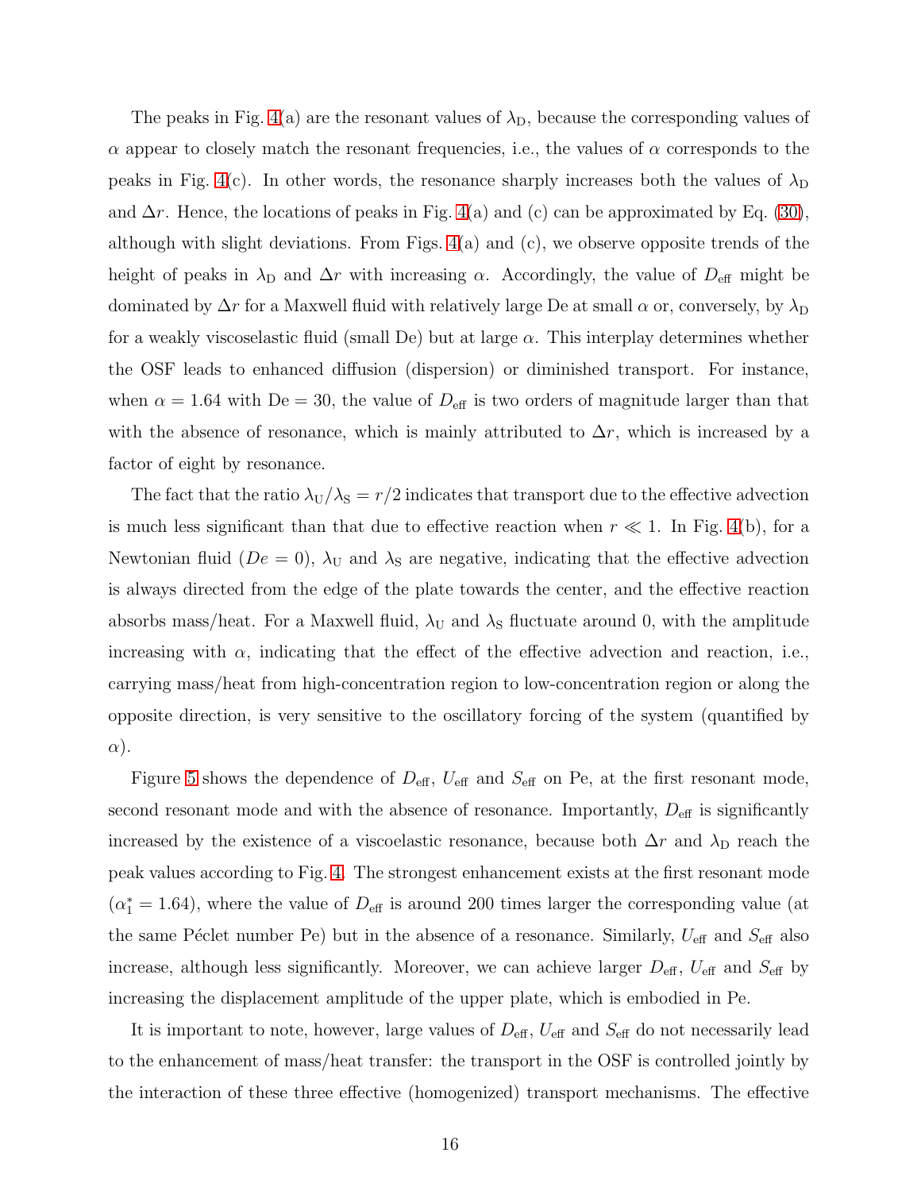The peaks in Fig. 4(a) are the resonant values of $\lambda_{\mathrm{D}}$, because the corresponding values of $\alpha$ appear to closely match the resonant frequencies, i.e., the values of $\alpha$ corresponds to the peaks in Fig. 4(c). In other words, the resonance sharply increases both the values of $\lambda_{\mathrm{D}}$ and $\Delta r$. Hence, the locations of peaks in Fig. 4(a) and (c) can be approximated by Eq. (30), although with slight deviations. From Figs. 4(a) and (c), we observe opposite trends of the height of peaks in $\lambda_{\mathrm{D}}$ and $\Delta r$ with increasing $\alpha$. Accordingly, the value of $D_{\mathrm{eff}}$ might be dominated by $\Delta r$ for a Maxwell fluid with relatively large De at small $\alpha$ or, conversely, by $\lambda_{\mathrm{D}}$ for a weakly viscoelastic fluid (small De) but at large $\alpha$. This interplay determines whether the OSF leads to enhanced diffusion (dispersion) or diminished transport. For instance, when $\alpha = 1.64$ with De $= 30$, the value of $D_{\mathrm{eff}}$ is two orders of magnitude larger than that with the absence of resonance, which is mainly attributed to $\Delta r$, which is increased by a factor of eight by resonance.

The fact that the ratio $\lambda_{\mathrm{U}}/\lambda_{\mathrm{S}} = r/2$ indicates that transport due to the effective advection is much less significant than that due to effective reaction when $r \ll 1$. In Fig. 4(b), for a Newtonian fluid ($De = 0$), $\lambda_{\mathrm{U}}$ and $\lambda_{\mathrm{S}}$ are negative, indicating that the effective advection is always directed from the edge of the plate towards the center, and the effective reaction absorbs mass/heat. For a Maxwell fluid, $\lambda_{\mathrm{U}}$ and $\lambda_{\mathrm{S}}$ fluctuate around 0, with the amplitude increasing with $\alpha$, indicating that the effect of the effective advection and reaction, i.e., carrying mass/heat from high-concentration region to low-concentration region or along the opposite direction, is very sensitive to the oscillatory forcing of the system (quantified by $\alpha$).

Figure 5 shows the dependence of $D_{\mathrm{eff}}$, $U_{\mathrm{eff}}$ and $S_{\mathrm{eff}}$ on Pe, at the first resonant mode, second resonant mode and with the absence of resonance. Importantly, $D_{\mathrm{eff}}$ is significantly increased by the existence of a viscoelastic resonance, because both $\Delta r$ and $\lambda_{\mathrm{D}}$ reach the peak values according to Fig. 4. The strongest enhancement exists at the first resonant mode ($\alpha_1^* = 1.64$), where the value of $D_{\mathrm{eff}}$ is around 200 times larger the corresponding value (at the same Péclet number Pe) but in the absence of a resonance. Similarly, $U_{\mathrm{eff}}$ and $S_{\mathrm{eff}}$ also increase, although less significantly. Moreover, we can achieve larger $D_{\mathrm{eff}}$, $U_{\mathrm{eff}}$ and $S_{\mathrm{eff}}$ by increasing the displacement amplitude of the upper plate, which is embodied in Pe.

It is important to note, however, large values of $D_{\mathrm{eff}}$, $U_{\mathrm{eff}}$ and $S_{\mathrm{eff}}$ do not necessarily lead to the enhancement of mass/heat transfer: the transport in the OSF is controlled jointly by the interaction of these three effective (homogenized) transport mechanisms. The effective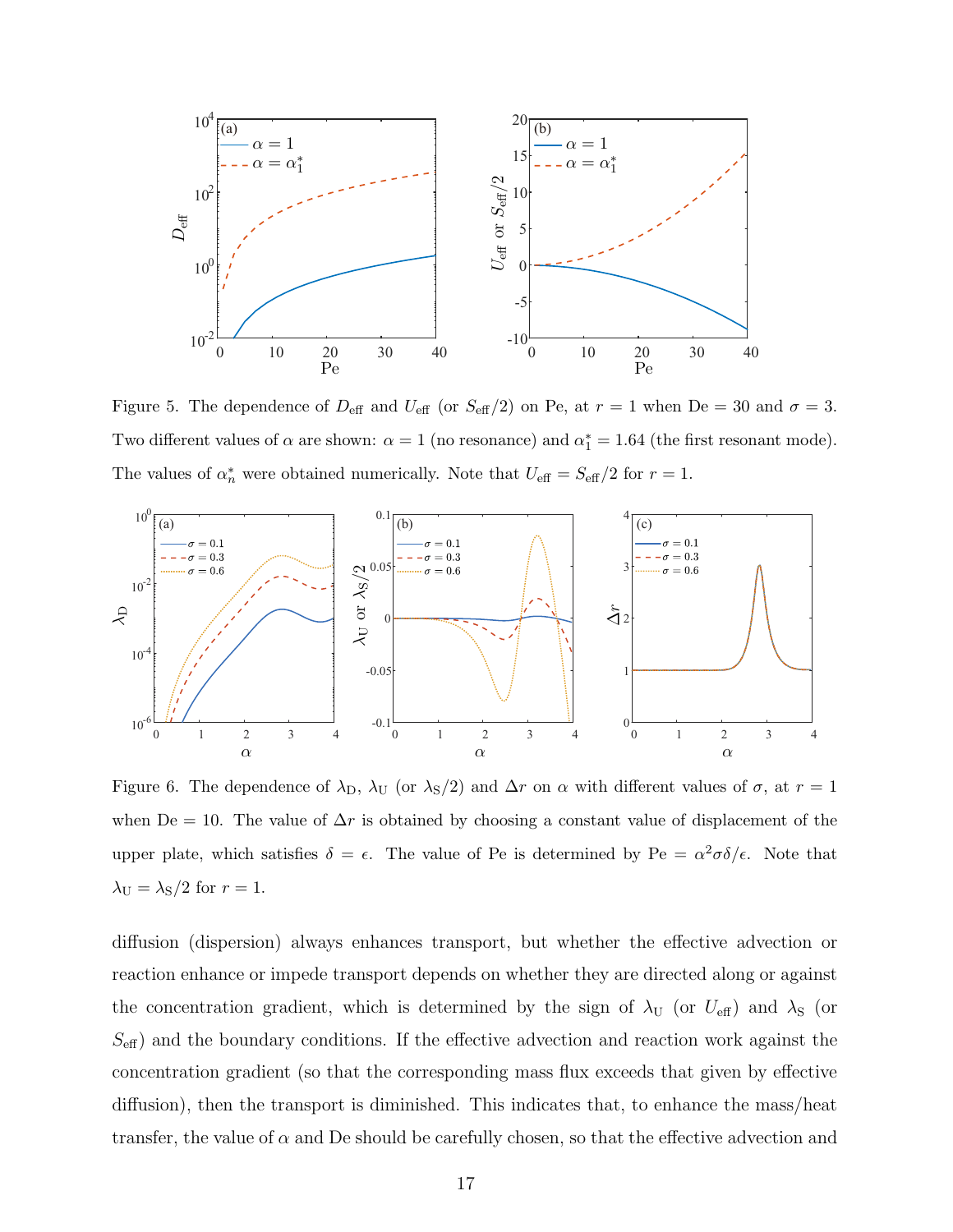Figure 5. The dependence of $D_{\text{eff}}$ and $U_{\text{eff}}$ (or $S_{\text{eff}}/2$) on Pe, at $r = 1$ when De = 30 and $\sigma = 3$. Two different values of $\alpha$ are shown: $\alpha = 1$ (no resonance) and $\alpha_1^* = 1.64$ (the first resonant mode). The values of $\alpha_n^*$ were obtained numerically. Note that $U_{\text{eff}} = S_{\text{eff}}/2$ for $r = 1$.

Figure 6. The dependence of $\lambda_{\text{D}}$, $\lambda_{\text{U}}$ (or $\lambda_{\text{S}}/2$) and $\Delta r$ on $\alpha$ with different values of $\sigma$, at $r = 1$ when De = 10. The value of $\Delta r$ is obtained by choosing a constant value of displacement of the upper plate, which satisfies $\delta = \epsilon$. The value of Pe is determined by $\text{Pe} = \alpha^2\sigma\delta/\epsilon$. Note that $\lambda_{\text{U}} = \lambda_{\text{S}}/2$ for $r = 1$.

diffusion (dispersion) always enhances transport, but whether the effective advection or reaction enhance or impede transport depends on whether they are directed along or against the concentration gradient, which is determined by the sign of $\lambda_{\text{U}}$ (or $U_{\text{eff}}$) and $\lambda_{\text{S}}$ (or $S_{\text{eff}}$) and the boundary conditions. If the effective advection and reaction work against the concentration gradient (so that the corresponding mass flux exceeds that given by effective diffusion), then the transport is diminished. This indicates that, to enhance the mass/heat transfer, the value of $\alpha$ and De should be carefully chosen, so that the effective advection and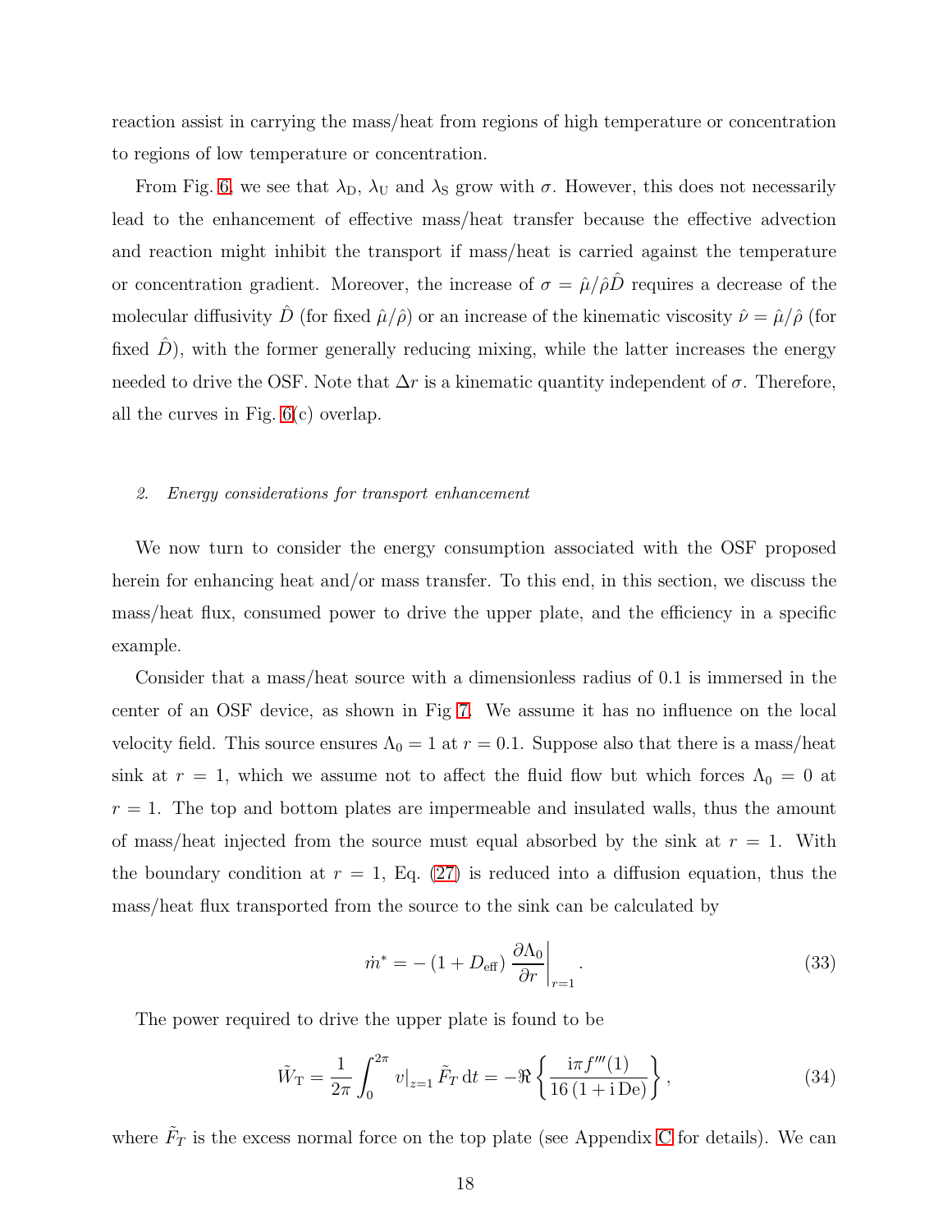reaction assist in carrying the mass/heat from regions of high temperature or concentration to regions of low temperature or concentration.

From Fig. 6, we see that $\lambda_{\mathrm{D}}$, $\lambda_{\mathrm{U}}$ and $\lambda_{\mathrm{S}}$ grow with $\sigma$. However, this does not necessarily lead to the enhancement of effective mass/heat transfer because the effective advection and reaction might inhibit the transport if mass/heat is carried against the temperature or concentration gradient. Moreover, the increase of $\sigma = \hat{\mu}/\hat{\rho}\hat{D}$ requires a decrease of the molecular diffusivity $\hat{D}$ (for fixed $\hat{\mu}/\hat{\rho}$) or an increase of the kinematic viscosity $\hat{\nu} = \hat{\mu}/\hat{\rho}$ (for fixed $\hat{D}$), with the former generally reducing mixing, while the latter increases the energy needed to drive the OSF. Note that $\Delta r$ is a kinematic quantity independent of $\sigma$. Therefore, all the curves in Fig. 6(c) overlap.

### 2. Energy considerations for transport enhancement

We now turn to consider the energy consumption associated with the OSF proposed herein for enhancing heat and/or mass transfer. To this end, in this section, we discuss the mass/heat flux, consumed power to drive the upper plate, and the efficiency in a specific example.

Consider that a mass/heat source with a dimensionless radius of 0.1 is immersed in the center of an OSF device, as shown in Fig 7. We assume it has no influence on the local velocity field. This source ensures $\Lambda_0 = 1$ at $r = 0.1$. Suppose also that there is a mass/heat sink at $r = 1$, which we assume not to affect the fluid flow but which forces $\Lambda_0 = 0$ at $r = 1$. The top and bottom plates are impermeable and insulated walls, thus the amount of mass/heat injected from the source must equal absorbed by the sink at $r = 1$. With the boundary condition at $r = 1$, Eq. (27) is reduced into a diffusion equation, thus the mass/heat flux transported from the source to the sink can be calculated by

$$\dot{m}^* = -\left(1 + D_{\mathrm{eff}}\right) \left.\frac{\partial \Lambda_0}{\partial r}\right|_{r=1}. \tag{33}$$

The power required to drive the upper plate is found to be

$$\tilde{W}_{\mathrm{T}} = \frac{1}{2\pi} \int_0^{2\pi} v|_{z=1} \tilde{F}_T \,\mathrm{d}t = -\Re\left\{\frac{\mathrm{i}\pi f'''(1)}{16\left(1 + \mathrm{i}\,\mathrm{De}\right)}\right\}, \tag{34}$$

where $\tilde{F}_T$ is the excess normal force on the top plate (see Appendix C for details). We can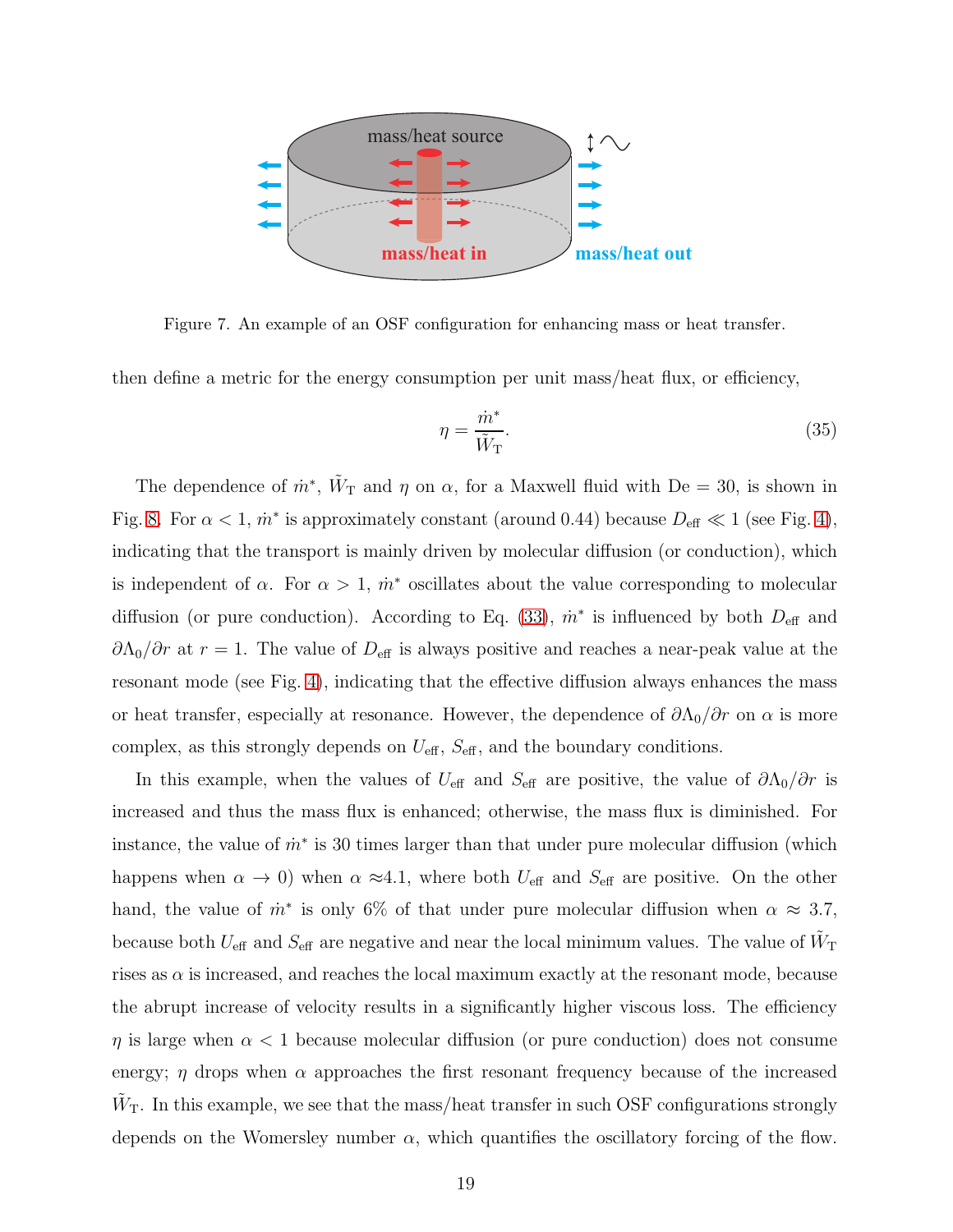Figure 7. An example of an OSF configuration for enhancing mass or heat transfer.

then define a metric for the energy consumption per unit mass/heat flux, or efficiency,

$$\eta = \frac{\dot{m}^*}{\tilde{W}_\mathrm{T}}. \tag{35}$$

The dependence of $\dot{m}^*$, $\tilde{W}_\mathrm{T}$ and $\eta$ on $\alpha$, for a Maxwell fluid with De = 30, is shown in Fig. 8. For $\alpha < 1$, $\dot{m}^*$ is approximately constant (around 0.44) because $D_\mathrm{eff} \ll 1$ (see Fig. 4), indicating that the transport is mainly driven by molecular diffusion (or conduction), which is independent of $\alpha$. For $\alpha > 1$, $\dot{m}^*$ oscillates about the value corresponding to molecular diffusion (or pure conduction). According to Eq. (33), $\dot{m}^*$ is influenced by both $D_\mathrm{eff}$ and $\partial \Lambda_0/\partial r$ at $r = 1$. The value of $D_\mathrm{eff}$ is always positive and reaches a near-peak value at the resonant mode (see Fig. 4), indicating that the effective diffusion always enhances the mass or heat transfer, especially at resonance. However, the dependence of $\partial \Lambda_0/\partial r$ on $\alpha$ is more complex, as this strongly depends on $U_\mathrm{eff}$, $S_\mathrm{eff}$, and the boundary conditions.

In this example, when the values of $U_\mathrm{eff}$ and $S_\mathrm{eff}$ are positive, the value of $\partial \Lambda_0/\partial r$ is increased and thus the mass flux is enhanced; otherwise, the mass flux is diminished. For instance, the value of $\dot{m}^*$ is 30 times larger than that under pure molecular diffusion (which happens when $\alpha \to 0$) when $\alpha \approx$4.1, where both $U_\mathrm{eff}$ and $S_\mathrm{eff}$ are positive. On the other hand, the value of $\dot{m}^*$ is only 6% of that under pure molecular diffusion when $\alpha \approx 3.7$, because both $U_\mathrm{eff}$ and $S_\mathrm{eff}$ are negative and near the local minimum values. The value of $\tilde{W}_\mathrm{T}$ rises as $\alpha$ is increased, and reaches the local maximum exactly at the resonant mode, because the abrupt increase of velocity results in a significantly higher viscous loss. The efficiency $\eta$ is large when $\alpha < 1$ because molecular diffusion (or pure conduction) does not consume energy; $\eta$ drops when $\alpha$ approaches the first resonant frequency because of the increased $\tilde{W}_\mathrm{T}$. In this example, we see that the mass/heat transfer in such OSF configurations strongly depends on the Womersley number $\alpha$, which quantifies the oscillatory forcing of the flow.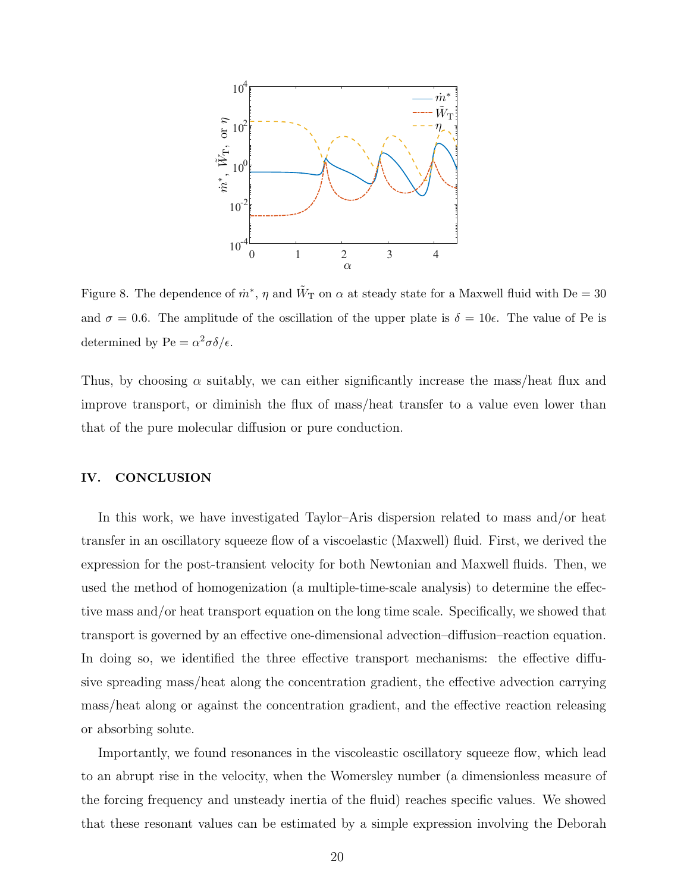Figure 8. The dependence of $\dot{m}^*$, $\eta$ and $\tilde{W}_{\mathrm{T}}$ on $\alpha$ at steady state for a Maxwell fluid with $\mathrm{De} = 30$ and $\sigma = 0.6$. The amplitude of the oscillation of the upper plate is $\delta = 10\epsilon$. The value of Pe is determined by $\mathrm{Pe} = \alpha^2\sigma\delta/\epsilon$.

Thus, by choosing $\alpha$ suitably, we can either significantly increase the mass/heat flux and improve transport, or diminish the flux of mass/heat transfer to a value even lower than that of the pure molecular diffusion or pure conduction.

## IV. CONCLUSION

In this work, we have investigated Taylor–Aris dispersion related to mass and/or heat transfer in an oscillatory squeeze flow of a viscoelastic (Maxwell) fluid. First, we derived the expression for the post-transient velocity for both Newtonian and Maxwell fluids. Then, we used the method of homogenization (a multiple-time-scale analysis) to determine the effective mass and/or heat transport equation on the long time scale. Specifically, we showed that transport is governed by an effective one-dimensional advection–diffusion–reaction equation. In doing so, we identified the three effective transport mechanisms: the effective diffusive spreading mass/heat along the concentration gradient, the effective advection carrying mass/heat along or against the concentration gradient, and the effective reaction releasing or absorbing solute.

Importantly, we found resonances in the viscoleastic oscillatory squeeze flow, which lead to an abrupt rise in the velocity, when the Womersley number (a dimensionless measure of the forcing frequency and unsteady inertia of the fluid) reaches specific values. We showed that these resonant values can be estimated by a simple expression involving the Deborah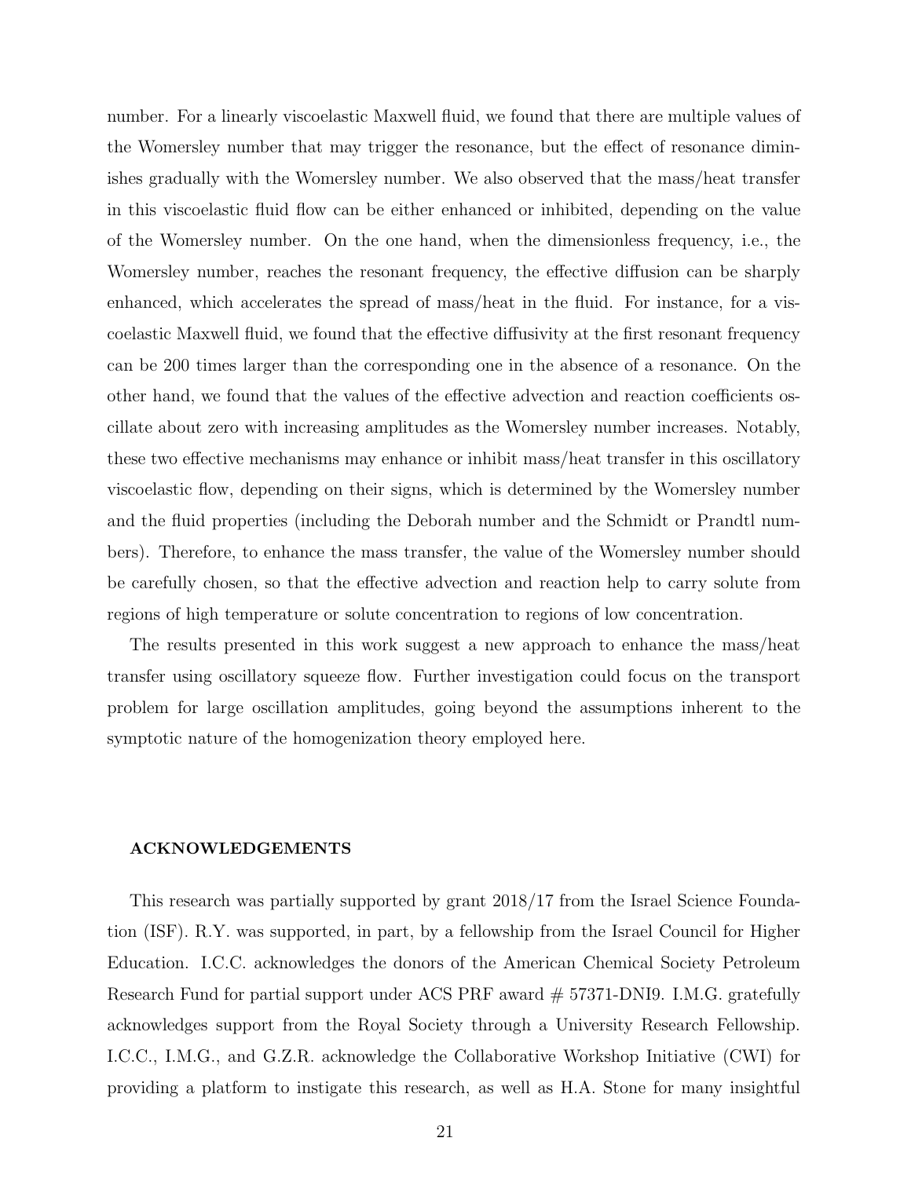number. For a linearly viscoelastic Maxwell fluid, we found that there are multiple values of the Womersley number that may trigger the resonance, but the effect of resonance diminishes gradually with the Womersley number. We also observed that the mass/heat transfer in this viscoelastic fluid flow can be either enhanced or inhibited, depending on the value of the Womersley number. On the one hand, when the dimensionless frequency, i.e., the Womersley number, reaches the resonant frequency, the effective diffusion can be sharply enhanced, which accelerates the spread of mass/heat in the fluid. For instance, for a viscoelastic Maxwell fluid, we found that the effective diffusivity at the first resonant frequency can be 200 times larger than the corresponding one in the absence of a resonance. On the other hand, we found that the values of the effective advection and reaction coefficients oscillate about zero with increasing amplitudes as the Womersley number increases. Notably, these two effective mechanisms may enhance or inhibit mass/heat transfer in this oscillatory viscoelastic flow, depending on their signs, which is determined by the Womersley number and the fluid properties (including the Deborah number and the Schmidt or Prandtl numbers). Therefore, to enhance the mass transfer, the value of the Womersley number should be carefully chosen, so that the effective advection and reaction help to carry solute from regions of high temperature or solute concentration to regions of low concentration.

The results presented in this work suggest a new approach to enhance the mass/heat transfer using oscillatory squeeze flow. Further investigation could focus on the transport problem for large oscillation amplitudes, going beyond the assumptions inherent to the symptotic nature of the homogenization theory employed here.

### ACKNOWLEDGEMENTS

This research was partially supported by grant 2018/17 from the Israel Science Foundation (ISF). R.Y. was supported, in part, by a fellowship from the Israel Council for Higher Education. I.C.C. acknowledges the donors of the American Chemical Society Petroleum Research Fund for partial support under ACS PRF award # 57371-DNI9. I.M.G. gratefully acknowledges support from the Royal Society through a University Research Fellowship. I.C.C., I.M.G., and G.Z.R. acknowledge the Collaborative Workshop Initiative (CWI) for providing a platform to instigate this research, as well as H.A. Stone for many insightful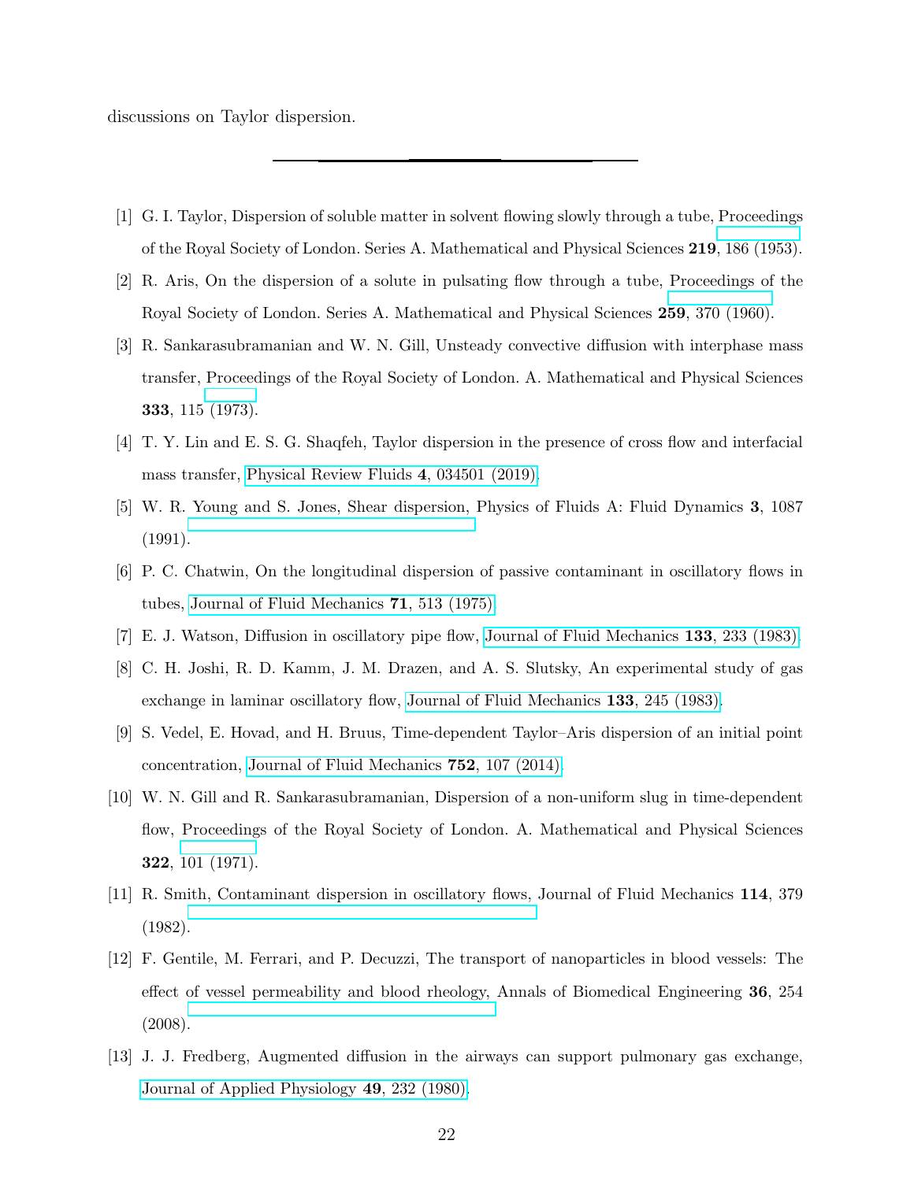discussions on Taylor dispersion.

---

[1] G. I. Taylor, Dispersion of soluble matter in solvent flowing slowly through a tube, Proceedings of the Royal Society of London. Series A. Mathematical and Physical Sciences **219**, 186 (1953).

[2] R. Aris, On the dispersion of a solute in pulsating flow through a tube, Proceedings of the Royal Society of London. Series A. Mathematical and Physical Sciences **259**, 370 (1960).

[3] R. Sankarasubramanian and W. N. Gill, Unsteady convective diffusion with interphase mass transfer, Proceedings of the Royal Society of London. A. Mathematical and Physical Sciences **333**, 115 (1973).

[4] T. Y. Lin and E. S. G. Shaqfeh, Taylor dispersion in the presence of cross flow and interfacial mass transfer, Physical Review Fluids **4**, 034501 (2019).

[5] W. R. Young and S. Jones, Shear dispersion, Physics of Fluids A: Fluid Dynamics **3**, 1087 (1991).

[6] P. C. Chatwin, On the longitudinal dispersion of passive contaminant in oscillatory flows in tubes, Journal of Fluid Mechanics **71**, 513 (1975).

[7] E. J. Watson, Diffusion in oscillatory pipe flow, Journal of Fluid Mechanics **133**, 233 (1983).

[8] C. H. Joshi, R. D. Kamm, J. M. Drazen, and A. S. Slutsky, An experimental study of gas exchange in laminar oscillatory flow, Journal of Fluid Mechanics **133**, 245 (1983).

[9] S. Vedel, E. Hovad, and H. Bruus, Time-dependent Taylor–Aris dispersion of an initial point concentration, Journal of Fluid Mechanics **752**, 107 (2014).

[10] W. N. Gill and R. Sankarasubramanian, Dispersion of a non-uniform slug in time-dependent flow, Proceedings of the Royal Society of London. A. Mathematical and Physical Sciences **322**, 101 (1971).

[11] R. Smith, Contaminant dispersion in oscillatory flows, Journal of Fluid Mechanics **114**, 379 (1982).

[12] F. Gentile, M. Ferrari, and P. Decuzzi, The transport of nanoparticles in blood vessels: The effect of vessel permeability and blood rheology, Annals of Biomedical Engineering **36**, 254 (2008).

[13] J. J. Fredberg, Augmented diffusion in the airways can support pulmonary gas exchange, Journal of Applied Physiology **49**, 232 (1980).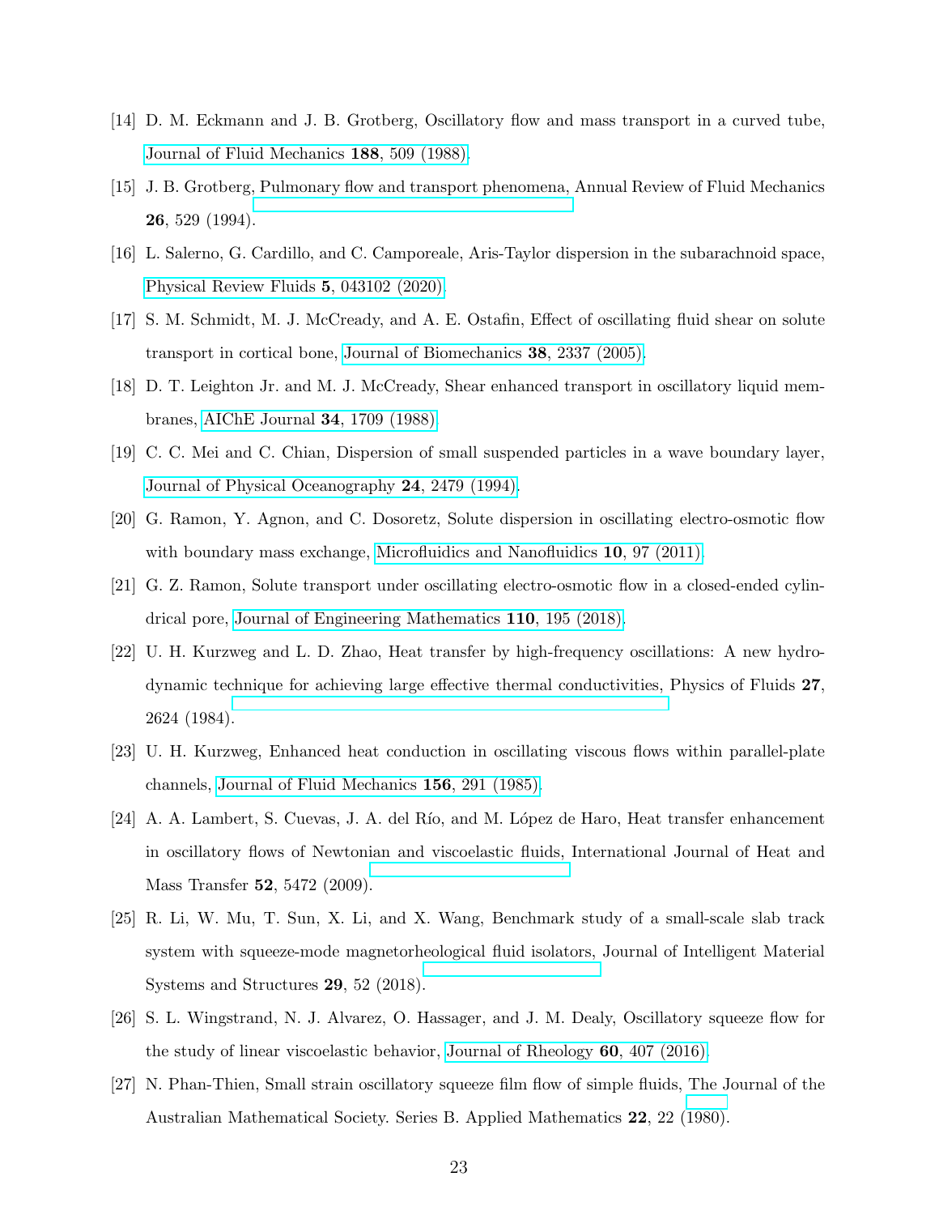[14] D. M. Eckmann and J. B. Grotberg, Oscillatory flow and mass transport in a curved tube, Journal of Fluid Mechanics **188**, 509 (1988).

[15] J. B. Grotberg, Pulmonary flow and transport phenomena, Annual Review of Fluid Mechanics **26**, 529 (1994).

[16] L. Salerno, G. Cardillo, and C. Camporeale, Aris-Taylor dispersion in the subarachnoid space, Physical Review Fluids **5**, 043102 (2020).

[17] S. M. Schmidt, M. J. McCready, and A. E. Ostafin, Effect of oscillating fluid shear on solute transport in cortical bone, Journal of Biomechanics **38**, 2337 (2005).

[18] D. T. Leighton Jr. and M. J. McCready, Shear enhanced transport in oscillatory liquid membranes, AIChE Journal **34**, 1709 (1988).

[19] C. C. Mei and C. Chian, Dispersion of small suspended particles in a wave boundary layer, Journal of Physical Oceanography **24**, 2479 (1994).

[20] G. Ramon, Y. Agnon, and C. Dosoretz, Solute dispersion in oscillating electro-osmotic flow with boundary mass exchange, Microfluidics and Nanofluidics **10**, 97 (2011).

[21] G. Z. Ramon, Solute transport under oscillating electro-osmotic flow in a closed-ended cylindrical pore, Journal of Engineering Mathematics **110**, 195 (2018).

[22] U. H. Kurzweg and L. D. Zhao, Heat transfer by high-frequency oscillations: A new hydrodynamic technique for achieving large effective thermal conductivities, Physics of Fluids **27**, 2624 (1984).

[23] U. H. Kurzweg, Enhanced heat conduction in oscillating viscous flows within parallel-plate channels, Journal of Fluid Mechanics **156**, 291 (1985).

[24] A. A. Lambert, S. Cuevas, J. A. del Río, and M. López de Haro, Heat transfer enhancement in oscillatory flows of Newtonian and viscoelastic fluids, International Journal of Heat and Mass Transfer **52**, 5472 (2009).

[25] R. Li, W. Mu, T. Sun, X. Li, and X. Wang, Benchmark study of a small-scale slab track system with squeeze-mode magnetorheological fluid isolators, Journal of Intelligent Material Systems and Structures **29**, 52 (2018).

[26] S. L. Wingstrand, N. J. Alvarez, O. Hassager, and J. M. Dealy, Oscillatory squeeze flow for the study of linear viscoelastic behavior, Journal of Rheology **60**, 407 (2016).

[27] N. Phan-Thien, Small strain oscillatory squeeze film flow of simple fluids, The Journal of the Australian Mathematical Society. Series B. Applied Mathematics **22**, 22 (1980).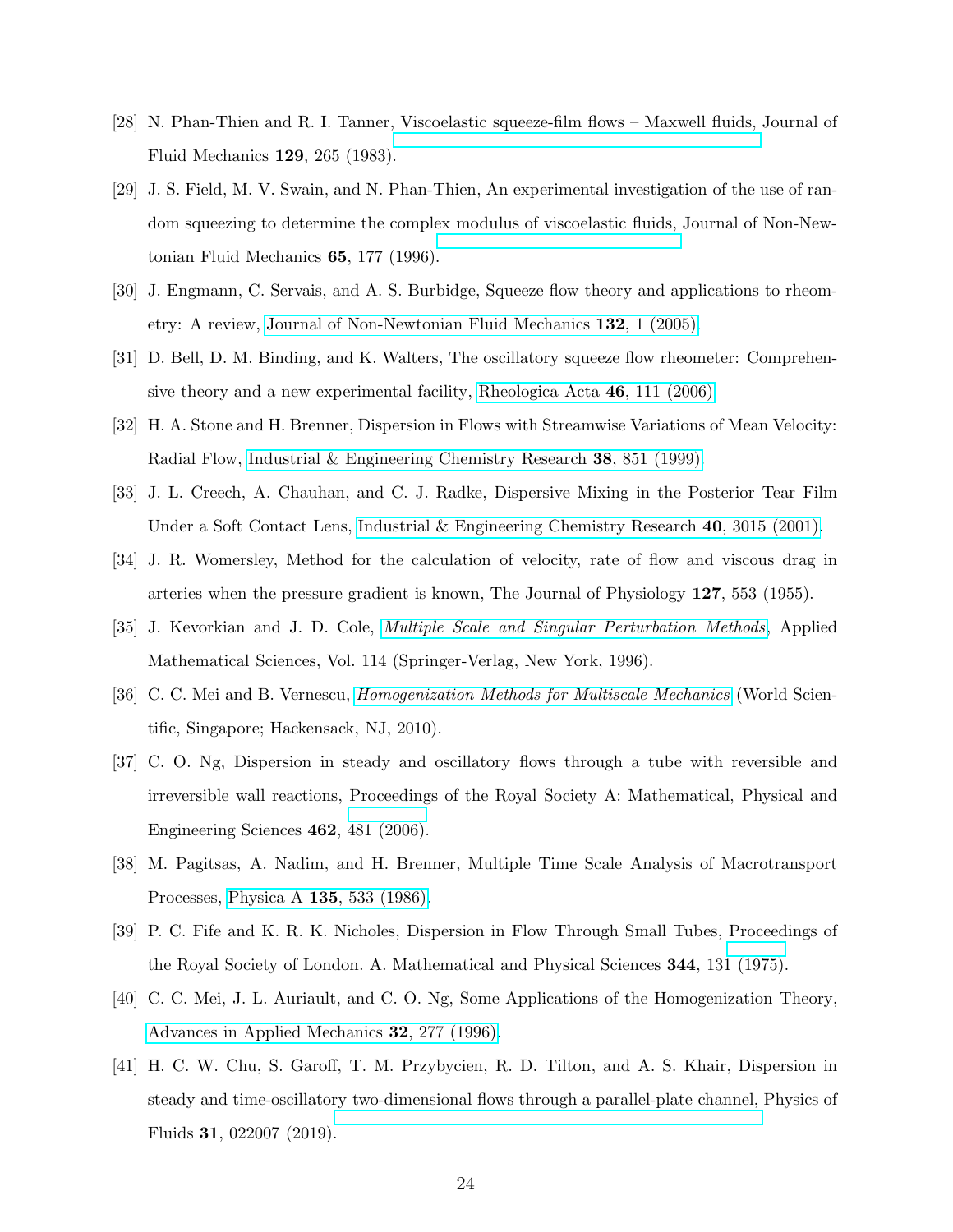[28] N. Phan-Thien and R. I. Tanner, Viscoelastic squeeze-film flows – Maxwell fluids, Journal of Fluid Mechanics **129**, 265 (1983).

[29] J. S. Field, M. V. Swain, and N. Phan-Thien, An experimental investigation of the use of random squeezing to determine the complex modulus of viscoelastic fluids, Journal of Non-Newtonian Fluid Mechanics **65**, 177 (1996).

[30] J. Engmann, C. Servais, and A. S. Burbidge, Squeeze flow theory and applications to rheometry: A review, Journal of Non-Newtonian Fluid Mechanics **132**, 1 (2005).

[31] D. Bell, D. M. Binding, and K. Walters, The oscillatory squeeze flow rheometer: Comprehensive theory and a new experimental facility, Rheologica Acta **46**, 111 (2006).

[32] H. A. Stone and H. Brenner, Dispersion in Flows with Streamwise Variations of Mean Velocity: Radial Flow, Industrial & Engineering Chemistry Research **38**, 851 (1999).

[33] J. L. Creech, A. Chauhan, and C. J. Radke, Dispersive Mixing in the Posterior Tear Film Under a Soft Contact Lens, Industrial & Engineering Chemistry Research **40**, 3015 (2001).

[34] J. R. Womersley, Method for the calculation of velocity, rate of flow and viscous drag in arteries when the pressure gradient is known, The Journal of Physiology **127**, 553 (1955).

[35] J. Kevorkian and J. D. Cole, *Multiple Scale and Singular Perturbation Methods*, Applied Mathematical Sciences, Vol. 114 (Springer-Verlag, New York, 1996).

[36] C. C. Mei and B. Vernescu, *Homogenization Methods for Multiscale Mechanics* (World Scientific, Singapore; Hackensack, NJ, 2010).

[37] C. O. Ng, Dispersion in steady and oscillatory flows through a tube with reversible and irreversible wall reactions, Proceedings of the Royal Society A: Mathematical, Physical and Engineering Sciences **462**, 481 (2006).

[38] M. Pagitsas, A. Nadim, and H. Brenner, Multiple Time Scale Analysis of Macrotransport Processes, Physica A **135**, 533 (1986).

[39] P. C. Fife and K. R. K. Nicholes, Dispersion in Flow Through Small Tubes, Proceedings of the Royal Society of London. A. Mathematical and Physical Sciences **344**, 131 (1975).

[40] C. C. Mei, J. L. Auriault, and C. O. Ng, Some Applications of the Homogenization Theory, Advances in Applied Mechanics **32**, 277 (1996).

[41] H. C. W. Chu, S. Garoff, T. M. Przybycien, R. D. Tilton, and A. S. Khair, Dispersion in steady and time-oscillatory two-dimensional flows through a parallel-plate channel, Physics of Fluids **31**, 022007 (2019).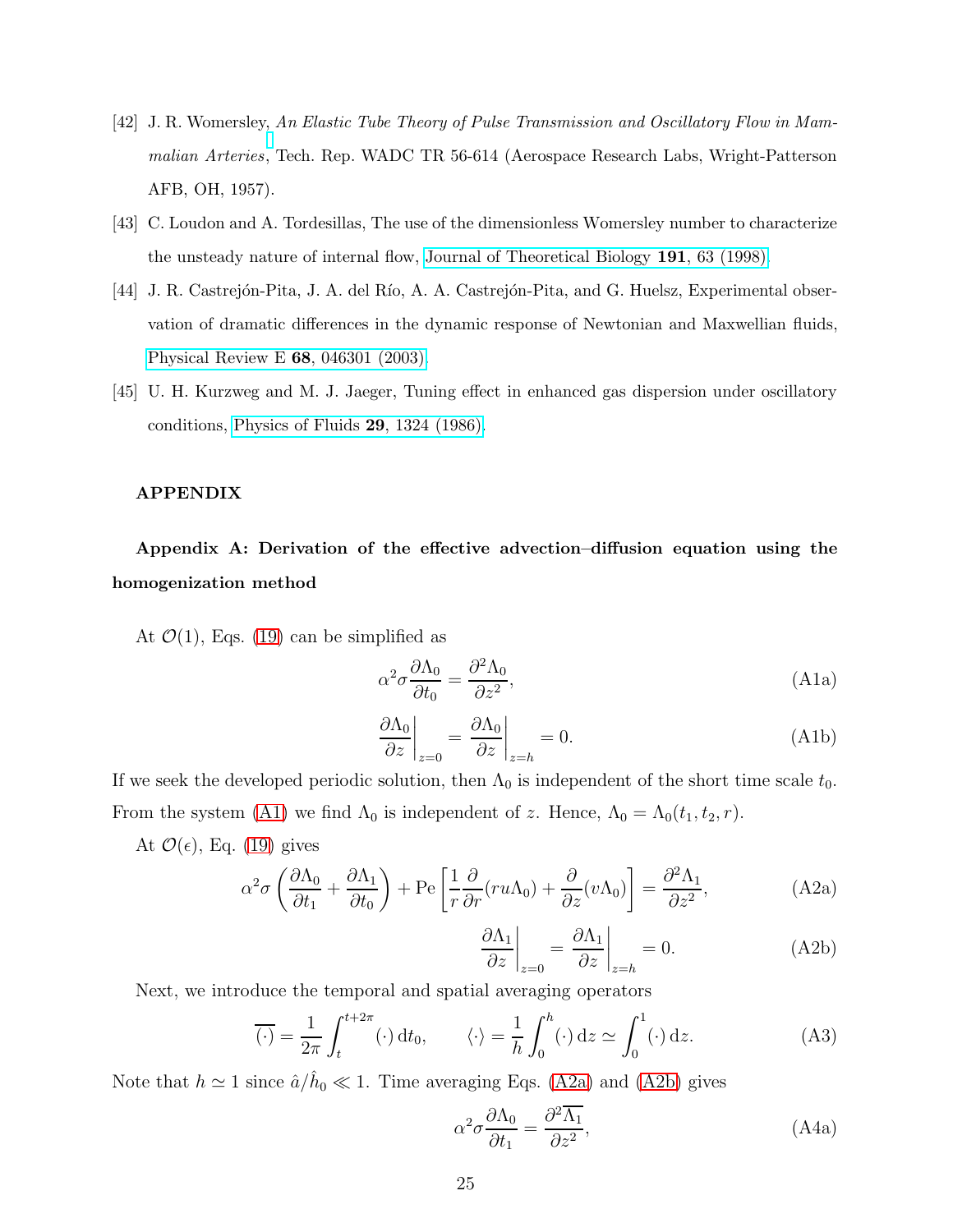[42] J. R. Womersley, *An Elastic Tube Theory of Pulse Transmission and Oscillatory Flow in Mammalian Arteries*, Tech. Rep. WADC TR 56-614 (Aerospace Research Labs, Wright-Patterson AFB, OH, 1957).

[43] C. Loudon and A. Tordesillas, The use of the dimensionless Womersley number to characterize the unsteady nature of internal flow, Journal of Theoretical Biology **191**, 63 (1998).

[44] J. R. Castrejón-Pita, J. A. del Río, A. A. Castrejón-Pita, and G. Huelsz, Experimental observation of dramatic differences in the dynamic response of Newtonian and Maxwellian fluids, Physical Review E **68**, 046301 (2003).

[45] U. H. Kurzweg and M. J. Jaeger, Tuning effect in enhanced gas dispersion under oscillatory conditions, Physics of Fluids **29**, 1324 (1986).

## APPENDIX

### Appendix A: Derivation of the effective advection–diffusion equation using the homogenization method

At $\mathcal{O}(1)$, Eqs. (19) can be simplified as

$$\alpha^2\sigma\frac{\partial \Lambda_0}{\partial t_0} = \frac{\partial^2 \Lambda_0}{\partial z^2}, \tag{A1a}$$

$$\left.\frac{\partial \Lambda_0}{\partial z}\right|_{z=0} = \left.\frac{\partial \Lambda_0}{\partial z}\right|_{z=h} = 0. \tag{A1b}$$

If we seek the developed periodic solution, then $\Lambda_0$ is independent of the short time scale $t_0$. From the system (A1) we find $\Lambda_0$ is independent of $z$. Hence, $\Lambda_0 = \Lambda_0(t_1, t_2, r)$.

At $\mathcal{O}(\epsilon)$, Eq. (19) gives

$$\alpha^2\sigma\left(\frac{\partial \Lambda_0}{\partial t_1} + \frac{\partial \Lambda_1}{\partial t_0}\right) + \mathrm{Pe}\left[\frac{1}{r}\frac{\partial}{\partial r}(ru\Lambda_0) + \frac{\partial}{\partial z}(v\Lambda_0)\right] = \frac{\partial^2 \Lambda_1}{\partial z^2}, \tag{A2a}$$

$$\left.\frac{\partial \Lambda_1}{\partial z}\right|_{z=0} = \left.\frac{\partial \Lambda_1}{\partial z}\right|_{z=h} = 0. \tag{A2b}$$

Next, we introduce the temporal and spatial averaging operators

$$\overline{(\cdot)} = \frac{1}{2\pi}\int_t^{t+2\pi} (\cdot)\,\mathrm{d}t_0, \qquad \langle \cdot \rangle = \frac{1}{h}\int_0^h (\cdot)\,\mathrm{d}z \simeq \int_0^1 (\cdot)\,\mathrm{d}z. \tag{A3}$$

Note that $h \simeq 1$ since $\hat{a}/\hat{h}_0 \ll 1$. Time averaging Eqs. (A2a) and (A2b) gives

$$\alpha^2\sigma\frac{\partial \Lambda_0}{\partial t_1} = \frac{\partial^2 \overline{\Lambda_1}}{\partial z^2}, \tag{A4a}$$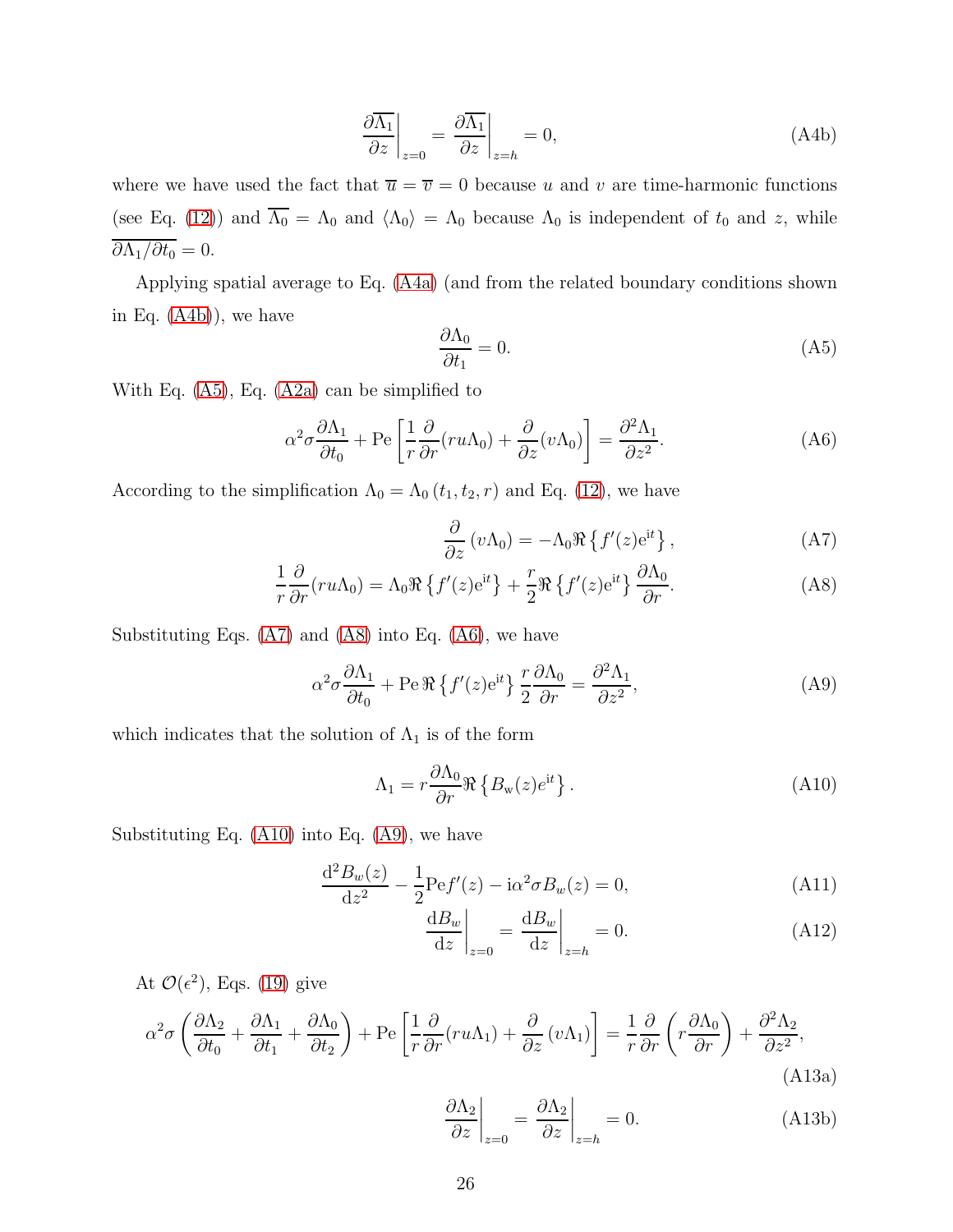$$\left.\frac{\partial \overline{\Lambda_1}}{\partial z}\right|_{z=0} = \left.\frac{\partial \overline{\Lambda_1}}{\partial z}\right|_{z=h} = 0, \tag{A4b}$$

where we have used the fact that $\overline{u} = \overline{v} = 0$ because $u$ and $v$ are time-harmonic functions (see Eq. (12)) and $\overline{\Lambda_0} = \Lambda_0$ and $\langle \Lambda_0 \rangle = \Lambda_0$ because $\Lambda_0$ is independent of $t_0$ and $z$, while $\overline{\partial \Lambda_1 / \partial t_0} = 0$.

Applying spatial average to Eq. (A4a) (and from the related boundary conditions shown in Eq. (A4b)), we have

$$\frac{\partial \Lambda_0}{\partial t_1} = 0. \tag{A5}$$

With Eq. (A5), Eq. (A2a) can be simplified to

$$\alpha^2 \sigma \frac{\partial \Lambda_1}{\partial t_0} + \mathrm{Pe}\left[\frac{1}{r}\frac{\partial}{\partial r}(ru\Lambda_0) + \frac{\partial}{\partial z}(v\Lambda_0)\right] = \frac{\partial^2 \Lambda_1}{\partial z^2}. \tag{A6}$$

According to the simplification $\Lambda_0 = \Lambda_0\left(t_1, t_2, r\right)$ and Eq. (12), we have

$$\frac{\partial}{\partial z}\left(v\Lambda_0\right) = -\Lambda_0 \Re\left\{f'(z)\mathrm{e}^{\mathrm{i}t}\right\}, \tag{A7}$$

$$\frac{1}{r}\frac{\partial}{\partial r}(ru\Lambda_0) = \Lambda_0 \Re\left\{f'(z)\mathrm{e}^{\mathrm{i}t}\right\} + \frac{r}{2}\Re\left\{f'(z)\mathrm{e}^{\mathrm{i}t}\right\}\frac{\partial \Lambda_0}{\partial r}. \tag{A8}$$

Substituting Eqs. (A7) and (A8) into Eq. (A6), we have

$$\alpha^2 \sigma \frac{\partial \Lambda_1}{\partial t_0} + \mathrm{Pe}\,\Re\left\{f'(z)\mathrm{e}^{\mathrm{i}t}\right\}\frac{r}{2}\frac{\partial \Lambda_0}{\partial r} = \frac{\partial^2 \Lambda_1}{\partial z^2}, \tag{A9}$$

which indicates that the solution of $\Lambda_1$ is of the form

$$\Lambda_1 = r\frac{\partial \Lambda_0}{\partial r}\Re\left\{B_{\mathrm{w}}(z)e^{\mathrm{i}t}\right\}. \tag{A10}$$

Substituting Eq. (A10) into Eq. (A9), we have

$$\frac{\mathrm{d}^2 B_w(z)}{\mathrm{d}z^2} - \frac{1}{2}\mathrm{Pe}f'(z) - \mathrm{i}\alpha^2\sigma B_w(z) = 0, \tag{A11}$$

$$\left.\frac{\mathrm{d}B_w}{\mathrm{d}z}\right|_{z=0} = \left.\frac{\mathrm{d}B_w}{\mathrm{d}z}\right|_{z=h} = 0. \tag{A12}$$

At $\mathcal{O}(\epsilon^2)$, Eqs. (19) give

$$\alpha^2\sigma\left(\frac{\partial \Lambda_2}{\partial t_0} + \frac{\partial \Lambda_1}{\partial t_1} + \frac{\partial \Lambda_0}{\partial t_2}\right) + \mathrm{Pe}\left[\frac{1}{r}\frac{\partial}{\partial r}(ru\Lambda_1) + \frac{\partial}{\partial z}\left(v\Lambda_1\right)\right] = \frac{1}{r}\frac{\partial}{\partial r}\left(r\frac{\partial \Lambda_0}{\partial r}\right) + \frac{\partial^2 \Lambda_2}{\partial z^2}, \tag{A13a}$$

$$\left.\frac{\partial \Lambda_2}{\partial z}\right|_{z=0} = \left.\frac{\partial \Lambda_2}{\partial z}\right|_{z=h} = 0. \tag{A13b}$$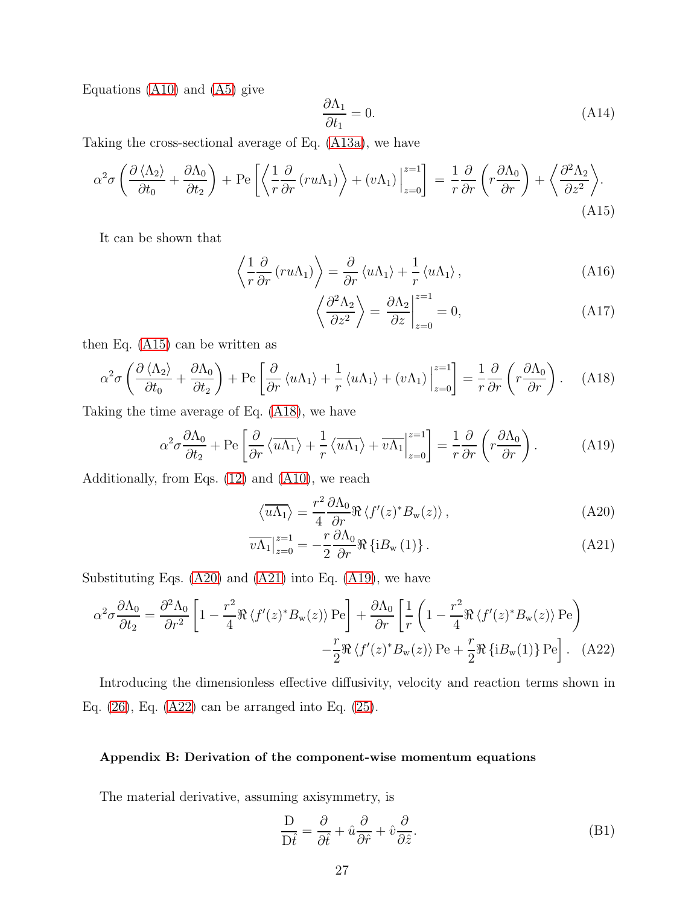Equations (A10) and (A5) give

$$\frac{\partial \Lambda_1}{\partial t_1} = 0. \tag{A14}$$

Taking the cross-sectional average of Eq. (A13a), we have

$$\alpha^2\sigma\left(\frac{\partial \langle \Lambda_2\rangle}{\partial t_0} + \frac{\partial \Lambda_0}{\partial t_2}\right) + \mathrm{Pe}\left[\left\langle \frac{1}{r}\frac{\partial}{\partial r}\left(ru\Lambda_1\right)\right\rangle + \left(v\Lambda_1\right)\Big|_{z=0}^{z=1}\right] = \frac{1}{r}\frac{\partial}{\partial r}\left(r\frac{\partial \Lambda_0}{\partial r}\right) + \left\langle \frac{\partial^2 \Lambda_2}{\partial z^2}\right\rangle. \tag{A15}$$

It can be shown that

$$\left\langle \frac{1}{r}\frac{\partial}{\partial r}\left(ru\Lambda_1\right)\right\rangle = \frac{\partial}{\partial r}\langle u\Lambda_1\rangle + \frac{1}{r}\langle u\Lambda_1\rangle, \tag{A16}$$

$$\left\langle \frac{\partial^2 \Lambda_2}{\partial z^2}\right\rangle = \frac{\partial \Lambda_2}{\partial z}\Big|_{z=0}^{z=1} = 0, \tag{A17}$$

then Eq. (A15) can be written as

$$\alpha^2\sigma\left(\frac{\partial \langle \Lambda_2\rangle}{\partial t_0} + \frac{\partial \Lambda_0}{\partial t_2}\right) + \mathrm{Pe}\left[\frac{\partial}{\partial r}\langle u\Lambda_1\rangle + \frac{1}{r}\langle u\Lambda_1\rangle + \left(v\Lambda_1\right)\Big|_{z=0}^{z=1}\right] = \frac{1}{r}\frac{\partial}{\partial r}\left(r\frac{\partial \Lambda_0}{\partial r}\right). \tag{A18}$$

Taking the time average of Eq. (A18), we have

$$\alpha^2\sigma\frac{\partial \Lambda_0}{\partial t_2} + \mathrm{Pe}\left[\frac{\partial}{\partial r}\left\langle \overline{u\Lambda_1}\right\rangle + \frac{1}{r}\left\langle \overline{u\Lambda_1}\right\rangle + \overline{v\Lambda_1}\Big|_{z=0}^{z=1}\right] = \frac{1}{r}\frac{\partial}{\partial r}\left(r\frac{\partial \Lambda_0}{\partial r}\right). \tag{A19}$$

Additionally, from Eqs. (12) and (A10), we reach

$$\left\langle \overline{u\Lambda_1}\right\rangle = \frac{r^2}{4}\frac{\partial \Lambda_0}{\partial r}\Re\left\langle f'(z)^* B_{\mathrm{w}}(z)\right\rangle, \tag{A20}$$

$$\overline{v\Lambda_1}\Big|_{z=0}^{z=1} = -\frac{r}{2}\frac{\partial \Lambda_0}{\partial r}\Re\left\{\mathrm{i}B_{\mathrm{w}}\left(1\right)\right\}. \tag{A21}$$

Substituting Eqs. (A20) and (A21) into Eq. (A19), we have

$$\begin{aligned}\alpha^2\sigma\frac{\partial \Lambda_0}{\partial t_2} = \frac{\partial^2 \Lambda_0}{\partial r^2}\left[1 - \frac{r^2}{4}\Re\left\langle f'(z)^* B_{\mathrm{w}}(z)\right\rangle \mathrm{Pe}\right] + \frac{\partial \Lambda_0}{\partial r}\left[\frac{1}{r}\left(1 - \frac{r^2}{4}\Re\left\langle f'(z)^* B_{\mathrm{w}}(z)\right\rangle \mathrm{Pe}\right)\right. \\ \left. - \frac{r}{2}\Re\left\langle f'(z)^* B_{\mathrm{w}}(z)\right\rangle \mathrm{Pe} + \frac{r}{2}\Re\left\{\mathrm{i}B_{\mathrm{w}}(1)\right\}\mathrm{Pe}\right].\end{aligned} \tag{A22}$$

Introducing the dimensionless effective diffusivity, velocity and reaction terms shown in Eq. (26), Eq. (A22) can be arranged into Eq. (25).

### Appendix B: Derivation of the component-wise momentum equations

The material derivative, assuming axisymmetry, is

$$\frac{\mathrm{D}}{\mathrm{D}\hat{t}} = \frac{\partial}{\partial \hat{t}} + \hat{u}\frac{\partial}{\partial \hat{r}} + \hat{v}\frac{\partial}{\partial \hat{z}}. \tag{B1}$$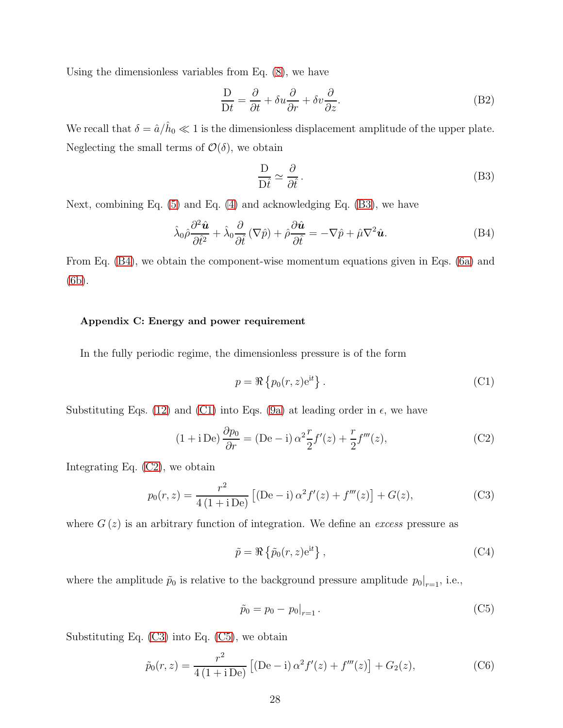Using the dimensionless variables from Eq. (8), we have

$$\frac{\mathrm{D}}{\mathrm{D}t} = \frac{\partial}{\partial t} + \delta u \frac{\partial}{\partial r} + \delta v \frac{\partial}{\partial z}. \tag{B2}$$

We recall that $\delta = \hat{a}/\hat{h}_0 \ll 1$ is the dimensionless displacement amplitude of the upper plate. Neglecting the small terms of $\mathcal{O}(\delta)$, we obtain

$$\frac{\mathrm{D}}{\mathrm{D}\hat{t}} \simeq \frac{\partial}{\partial \hat{t}}\,. \tag{B3}$$

Next, combining Eq. (5) and Eq. (4) and acknowledging Eq. (B3), we have

$$\hat{\lambda}_0 \hat{\rho} \frac{\partial^2 \hat{\boldsymbol{u}}}{\partial \hat{t}^2} + \hat{\lambda}_0 \frac{\partial}{\partial \hat{t}} \left(\nabla \hat{p}\right) + \hat{\rho} \frac{\partial \hat{\boldsymbol{u}}}{\partial \hat{t}} = -\nabla \hat{p} + \hat{\mu} \nabla^2 \hat{\boldsymbol{u}}. \tag{B4}$$

From Eq. (B4), we obtain the component-wise momentum equations given in Eqs. (6a) and (6b).

#### Appendix C: Energy and power requirement

In the fully periodic regime, the dimensionless pressure is of the form

$$p = \Re\left\{p_0(r,z)\mathrm{e}^{\mathrm{i}t}\right\}. \tag{C1}$$

Substituting Eqs. (12) and (C1) into Eqs. (9a) at leading order in $\epsilon$, we have

$$\left(1 + \mathrm{i}\,\mathrm{De}\right) \frac{\partial p_0}{\partial r} = \left(\mathrm{De} - \mathrm{i}\right) \alpha^2 \frac{r}{2} f'(z) + \frac{r}{2} f'''(z), \tag{C2}$$

Integrating Eq. (C2), we obtain

$$p_0(r,z) = \frac{r^2}{4\left(1 + \mathrm{i}\,\mathrm{De}\right)} \left[\left(\mathrm{De} - \mathrm{i}\right) \alpha^2 f'(z) + f'''(z)\right] + G(z), \tag{C3}$$

where $G\left(z\right)$ is an arbitrary function of integration. We define an *excess* pressure as

$$\tilde{p} = \Re\left\{\tilde{p}_0(r,z)\mathrm{e}^{\mathrm{i}t}\right\}, \tag{C4}$$

where the amplitude $\tilde{p}_0$ is relative to the background pressure amplitude $p_0|_{r=1}$, i.e.,

$$\tilde{p}_0 = p_0 - p_0|_{r=1}\,. \tag{C5}$$

Substituting Eq. (C3) into Eq. (C5), we obtain

$$\tilde{p}_0(r,z) = \frac{r^2}{4\left(1 + \mathrm{i}\,\mathrm{De}\right)} \left[\left(\mathrm{De} - \mathrm{i}\right) \alpha^2 f'(z) + f'''(z)\right] + G_2(z), \tag{C6}$$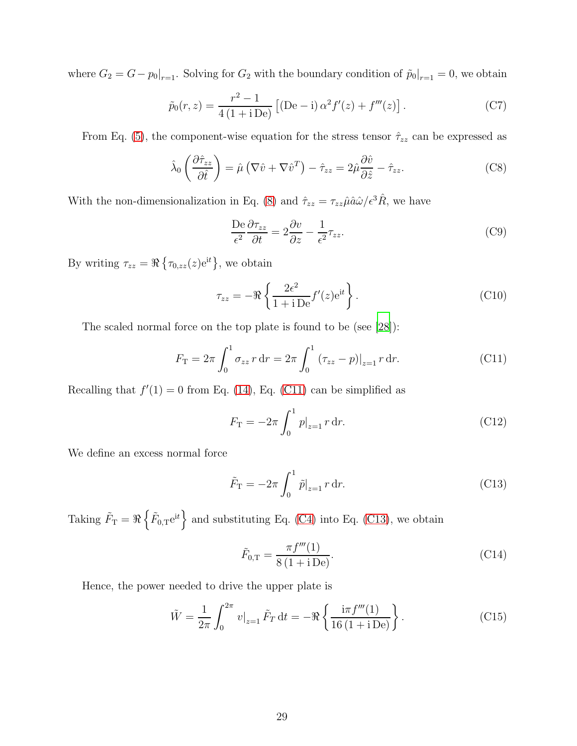where $G_2 = G - p_0|_{r=1}$. Solving for $G_2$ with the boundary condition of $\tilde{p}_0|_{r=1} = 0$, we obtain

$$\tilde{p}_0(r, z) = \frac{r^2 - 1}{4\,(1 + \mathrm{i}\,\mathrm{De})}\left[(\mathrm{De} - \mathrm{i})\,\alpha^2 f'(z) + f'''(z)\right]. \tag{C7}$$

From Eq. (5), the component-wise equation for the stress tensor $\hat{\tau}_{zz}$ can be expressed as

$$\hat{\lambda}_0\left(\frac{\partial \hat{\tau}_{zz}}{\partial \hat{t}}\right) = \hat{\mu}\left(\nabla \hat{v} + \nabla \hat{v}^T\right) - \hat{\tau}_{zz} = 2\hat{\mu}\frac{\partial \hat{v}}{\partial \hat{z}} - \hat{\tau}_{zz}. \tag{C8}$$

With the non-dimensionalization in Eq. (8) and $\hat{\tau}_{zz} = \tau_{zz}\hat{\mu}\hat{a}\hat{\omega}/\epsilon^3\hat{R}$, we have

$$\frac{\mathrm{De}}{\epsilon^2}\frac{\partial \tau_{zz}}{\partial t} = 2\frac{\partial v}{\partial z} - \frac{1}{\epsilon^2}\tau_{zz}. \tag{C9}$$

By writing $\tau_{zz} = \Re\left\{\tau_{0,zz}(z)\mathrm{e}^{\mathrm{i}t}\right\}$, we obtain

$$\tau_{zz} = -\Re\left\{\frac{2\epsilon^2}{1 + \mathrm{i}\,\mathrm{De}} f'(z)\mathrm{e}^{\mathrm{i}t}\right\}. \tag{C10}$$

The scaled normal force on the top plate is found to be (see [28]):

$$F_\mathrm{T} = 2\pi \int_0^1 \sigma_{zz}\, r\, \mathrm{d}r = 2\pi \int_0^1 \left(\tau_{zz} - p\right)\big|_{z=1} r\, \mathrm{d}r. \tag{C11}$$

Recalling that $f'(1) = 0$ from Eq. (14), Eq. (C11) can be simplified as

$$F_\mathrm{T} = -2\pi \int_0^1 p|_{z=1}\, r\, \mathrm{d}r. \tag{C12}$$

We define an excess normal force

$$\tilde{F}_\mathrm{T} = -2\pi \int_0^1 \tilde{p}|_{z=1}\, r\, \mathrm{d}r. \tag{C13}$$

Taking $\tilde{F}_\mathrm{T} = \Re\left\{\tilde{F}_{0,\mathrm{T}}\mathrm{e}^{\mathrm{i}t}\right\}$ and substituting Eq. (C4) into Eq. (C13), we obtain

$$\tilde{F}_{0,\mathrm{T}} = \frac{\pi f'''(1)}{8\,(1 + \mathrm{i}\,\mathrm{De})}. \tag{C14}$$

Hence, the power needed to drive the upper plate is

$$\tilde{W} = \frac{1}{2\pi}\int_0^{2\pi} v|_{z=1}\, \tilde{F}_T\, \mathrm{d}t = -\Re\left\{\frac{\mathrm{i}\pi f'''(1)}{16\,(1 + \mathrm{i}\,\mathrm{De})}\right\}. \tag{C15}$$